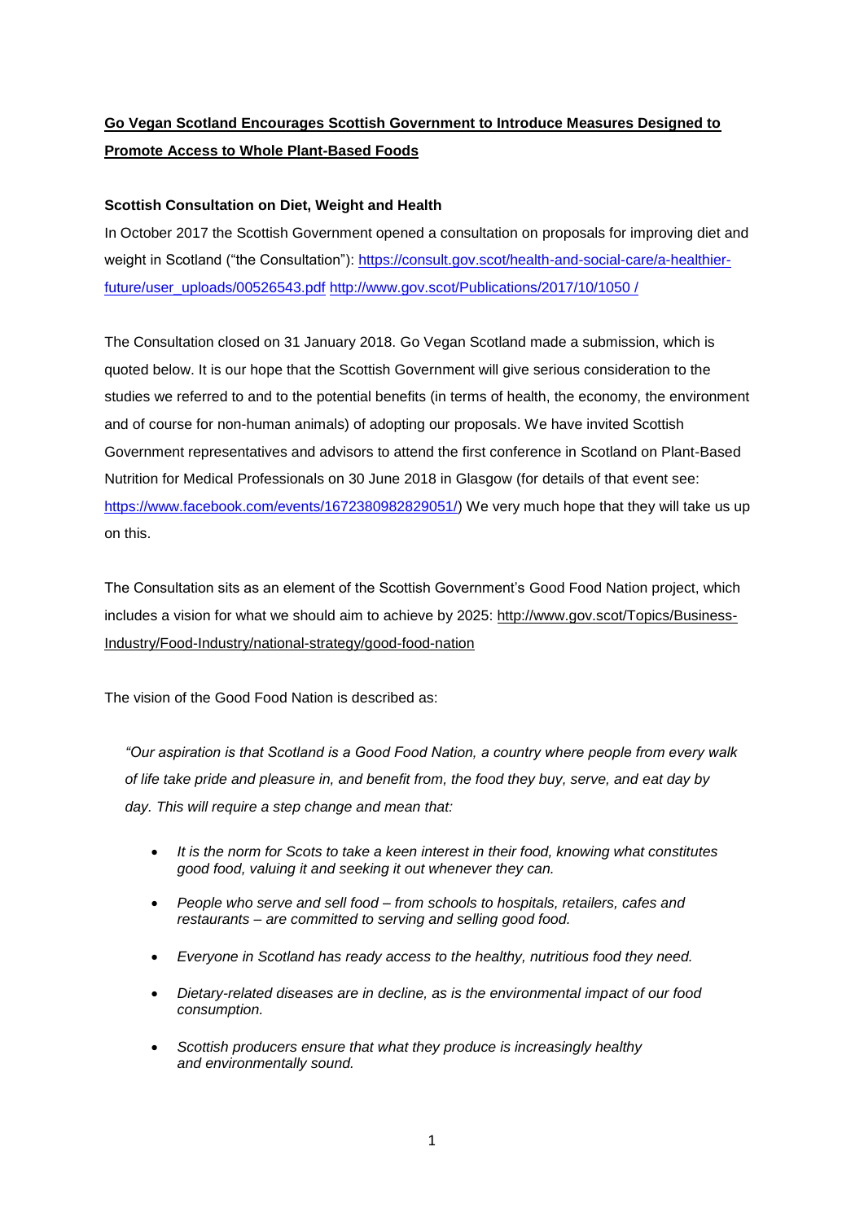# **Go Vegan Scotland Encourages Scottish Government to Introduce Measures Designed to Promote Access to Whole Plant-Based Foods**

**Scottish Consultation on Diet, Weight and Health**

In October 2017 the Scottish Government opened a consultation on proposals for improving diet and weight in Scotland ("the Consultation"): https://consult.gov.scot/health-and-social-care/a-healthier-future/user_uploads/00526543.pdf http://www.gov.scot/Publications/2017/10/1050 /

The Consultation closed on 31 January 2018. Go Vegan Scotland made a submission, which is quoted below. It is our hope that the Scottish Government will give serious consideration to the studies we referred to and to the potential benefits (in terms of health, the economy, the environment and of course for non-human animals) of adopting our proposals. We have invited Scottish Government representatives and advisors to attend the first conference in Scotland on Plant-Based Nutrition for Medical Professionals on 30 June 2018 in Glasgow (for details of that event see: https://www.facebook.com/events/1672380982829051/) We very much hope that they will take us up on this.

The Consultation sits as an element of the Scottish Government's Good Food Nation project, which includes a vision for what we should aim to achieve by 2025: http://www.gov.scot/Topics/Business-Industry/Food-Industry/national-strategy/good-food-nation

The vision of the Good Food Nation is described as:

*"Our aspiration is that Scotland is a Good Food Nation, a country where people from every walk of life take pride and pleasure in, and benefit from, the food they buy, serve, and eat day by day. This will require a step change and mean that:*

- *It is the norm for Scots to take a keen interest in their food, knowing what constitutes good food, valuing it and seeking it out whenever they can.*
- *People who serve and sell food – from schools to hospitals, retailers, cafes and restaurants – are committed to serving and selling good food.*
- *Everyone in Scotland has ready access to the healthy, nutritious food they need.*
- *Dietary-related diseases are in decline, as is the environmental impact of our food consumption.*
- *Scottish producers ensure that what they produce is increasingly healthy and environmentally sound.*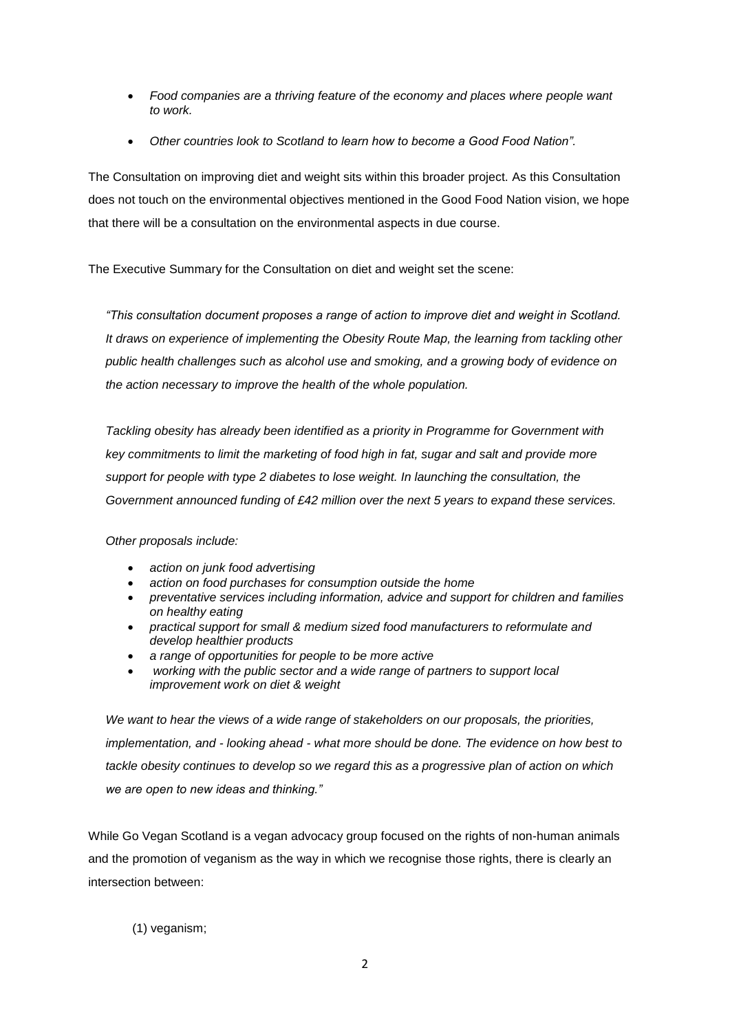- *Food companies are a thriving feature of the economy and places where people want to work.*
- *Other countries look to Scotland to learn how to become a Good Food Nation".*

The Consultation on improving diet and weight sits within this broader project. As this Consultation does not touch on the environmental objectives mentioned in the Good Food Nation vision, we hope that there will be a consultation on the environmental aspects in due course.

The Executive Summary for the Consultation on diet and weight set the scene:

> *"This consultation document proposes a range of action to improve diet and weight in Scotland. It draws on experience of implementing the Obesity Route Map, the learning from tackling other public health challenges such as alcohol use and smoking, and a growing body of evidence on the action necessary to improve the health of the whole population.*
>
> *Tackling obesity has already been identified as a priority in Programme for Government with key commitments to limit the marketing of food high in fat, sugar and salt and provide more support for people with type 2 diabetes to lose weight. In launching the consultation, the Government announced funding of £42 million over the next 5 years to expand these services.*
>
> *Other proposals include:*
>
> - *action on junk food advertising*
> - *action on food purchases for consumption outside the home*
> - *preventative services including information, advice and support for children and families on healthy eating*
> - *practical support for small & medium sized food manufacturers to reformulate and develop healthier products*
> - *a range of opportunities for people to be more active*
> - *working with the public sector and a wide range of partners to support local improvement work on diet & weight*
>
> *We want to hear the views of a wide range of stakeholders on our proposals, the priorities, implementation, and - looking ahead - what more should be done. The evidence on how best to tackle obesity continues to develop so we regard this as a progressive plan of action on which we are open to new ideas and thinking."*

While Go Vegan Scotland is a vegan advocacy group focused on the rights of non-human animals and the promotion of veganism as the way in which we recognise those rights, there is clearly an intersection between:

(1) veganism;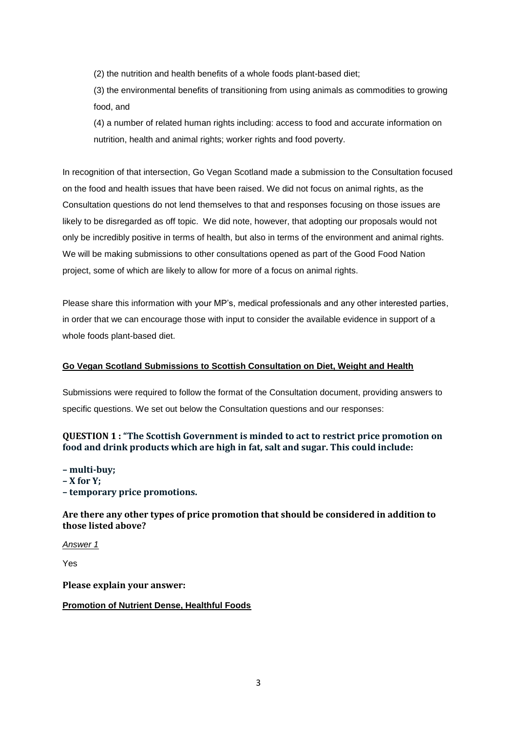(2) the nutrition and health benefits of a whole foods plant-based diet;

(3) the environmental benefits of transitioning from using animals as commodities to growing food, and

(4) a number of related human rights including: access to food and accurate information on nutrition, health and animal rights; worker rights and food poverty.

In recognition of that intersection, Go Vegan Scotland made a submission to the Consultation focused on the food and health issues that have been raised. We did not focus on animal rights, as the Consultation questions do not lend themselves to that and responses focusing on those issues are likely to be disregarded as off topic. We did note, however, that adopting our proposals would not only be incredibly positive in terms of health, but also in terms of the environment and animal rights. We will be making submissions to other consultations opened as part of the Good Food Nation project, some of which are likely to allow for more of a focus on animal rights.

Please share this information with your MP's, medical professionals and any other interested parties, in order that we can encourage those with input to consider the available evidence in support of a whole foods plant-based diet.

**Go Vegan Scotland Submissions to Scottish Consultation on Diet, Weight and Health**

Submissions were required to follow the format of the Consultation document, providing answers to specific questions. We set out below the Consultation questions and our responses:

### QUESTION 1 : "The Scottish Government is minded to act to restrict price promotion on food and drink products which are high in fat, salt and sugar. This could include:

**– multi-buy;**
**– X for Y;**
**– temporary price promotions.**

### Are there any other types of price promotion that should be considered in addition to those listed above?

*Answer 1*

Yes

**Please explain your answer:**

**Promotion of Nutrient Dense, Healthful Foods**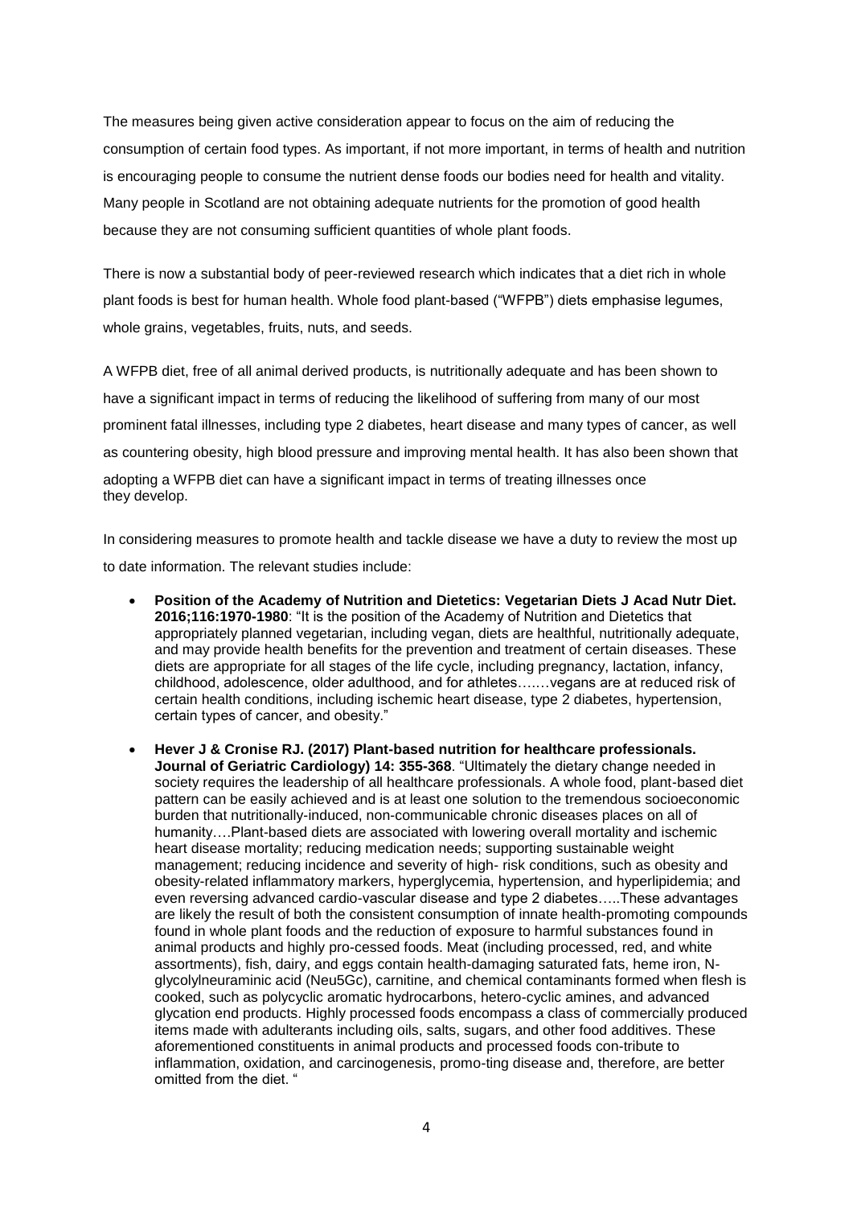The measures being given active consideration appear to focus on the aim of reducing the consumption of certain food types. As important, if not more important, in terms of health and nutrition is encouraging people to consume the nutrient dense foods our bodies need for health and vitality. Many people in Scotland are not obtaining adequate nutrients for the promotion of good health because they are not consuming sufficient quantities of whole plant foods.

There is now a substantial body of peer-reviewed research which indicates that a diet rich in whole plant foods is best for human health. Whole food plant-based ("WFPB") diets emphasise legumes, whole grains, vegetables, fruits, nuts, and seeds.

A WFPB diet, free of all animal derived products, is nutritionally adequate and has been shown to have a significant impact in terms of reducing the likelihood of suffering from many of our most prominent fatal illnesses, including type 2 diabetes, heart disease and many types of cancer, as well as countering obesity, high blood pressure and improving mental health. It has also been shown that adopting a WFPB diet can have a significant impact in terms of treating illnesses once they develop.

In considering measures to promote health and tackle disease we have a duty to review the most up to date information. The relevant studies include:

- **Position of the Academy of Nutrition and Dietetics: Vegetarian Diets J Acad Nutr Diet. 2016;116:1970-1980**: "It is the position of the Academy of Nutrition and Dietetics that appropriately planned vegetarian, including vegan, diets are healthful, nutritionally adequate, and may provide health benefits for the prevention and treatment of certain diseases. These diets are appropriate for all stages of the life cycle, including pregnancy, lactation, infancy, childhood, adolescence, older adulthood, and for athletes…….vegans are at reduced risk of certain health conditions, including ischemic heart disease, type 2 diabetes, hypertension, certain types of cancer, and obesity."
- **Hever J & Cronise RJ. (2017) Plant-based nutrition for healthcare professionals. Journal of Geriatric Cardiology) 14: 355-368**. "Ultimately the dietary change needed in society requires the leadership of all healthcare professionals. A whole food, plant-based diet pattern can be easily achieved and is at least one solution to the tremendous socioeconomic burden that nutritionally-induced, non-communicable chronic diseases places on all of humanity….Plant-based diets are associated with lowering overall mortality and ischemic heart disease mortality; reducing medication needs; supporting sustainable weight management; reducing incidence and severity of high- risk conditions, such as obesity and obesity-related inflammatory markers, hyperglycemia, hypertension, and hyperlipidemia; and even reversing advanced cardio-vascular disease and type 2 diabetes…..These advantages are likely the result of both the consistent consumption of innate health-promoting compounds found in whole plant foods and the reduction of exposure to harmful substances found in animal products and highly pro-cessed foods. Meat (including processed, red, and white assortments), fish, dairy, and eggs contain health-damaging saturated fats, heme iron, N-glycolylneuraminic acid (Neu5Gc), carnitine, and chemical contaminants formed when flesh is cooked, such as polycyclic aromatic hydrocarbons, hetero-cyclic amines, and advanced glycation end products. Highly processed foods encompass a class of commercially produced items made with adulterants including oils, salts, sugars, and other food additives. These aforementioned constituents in animal products and processed foods con-tribute to inflammation, oxidation, and carcinogenesis, promo-ting disease and, therefore, are better omitted from the diet. "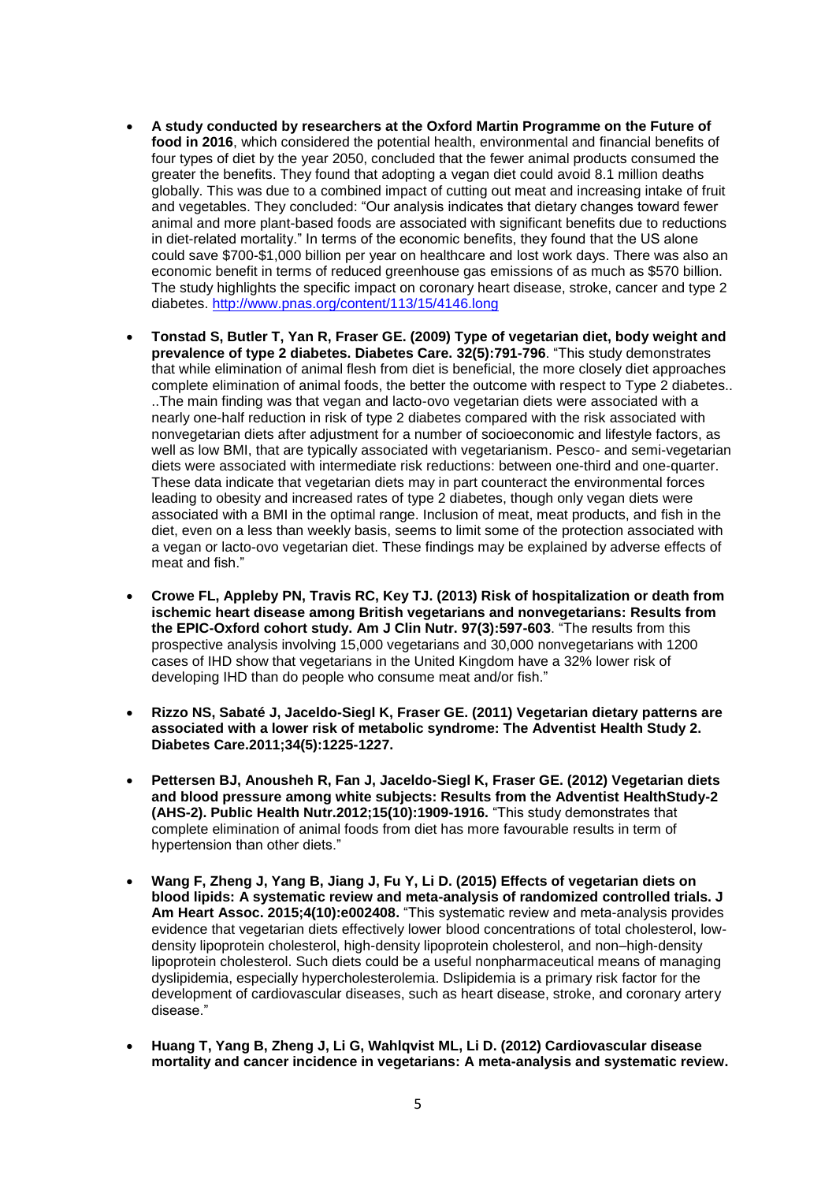- **A study conducted by researchers at the Oxford Martin Programme on the Future of food in 2016**, which considered the potential health, environmental and financial benefits of four types of diet by the year 2050, concluded that the fewer animal products consumed the greater the benefits. They found that adopting a vegan diet could avoid 8.1 million deaths globally. This was due to a combined impact of cutting out meat and increasing intake of fruit and vegetables. They concluded: "Our analysis indicates that dietary changes toward fewer animal and more plant-based foods are associated with significant benefits due to reductions in diet-related mortality." In terms of the economic benefits, they found that the US alone could save $700-$1,000 billion per year on healthcare and lost work days. There was also an economic benefit in terms of reduced greenhouse gas emissions of as much as $570 billion. The study highlights the specific impact on coronary heart disease, stroke, cancer and type 2 diabetes. [http://www.pnas.org/content/113/15/4146.long](http://www.pnas.org/content/113/15/4146.long)

- **Tonstad S, Butler T, Yan R, Fraser GE. (2009) Type of vegetarian diet, body weight and prevalence of type 2 diabetes. Diabetes Care. 32(5):791-796**. "This study demonstrates that while elimination of animal flesh from diet is beneficial, the more closely diet approaches complete elimination of animal foods, the better the outcome with respect to Type 2 diabetes.. ..The main finding was that vegan and lacto-ovo vegetarian diets were associated with a nearly one-half reduction in risk of type 2 diabetes compared with the risk associated with nonvegetarian diets after adjustment for a number of socioeconomic and lifestyle factors, as well as low BMI, that are typically associated with vegetarianism. Pesco- and semi-vegetarian diets were associated with intermediate risk reductions: between one-third and one-quarter. These data indicate that vegetarian diets may in part counteract the environmental forces leading to obesity and increased rates of type 2 diabetes, though only vegan diets were associated with a BMI in the optimal range. Inclusion of meat, meat products, and fish in the diet, even on a less than weekly basis, seems to limit some of the protection associated with a vegan or lacto-ovo vegetarian diet. These findings may be explained by adverse effects of meat and fish."

- **Crowe FL, Appleby PN, Travis RC, Key TJ. (2013) Risk of hospitalization or death from ischemic heart disease among British vegetarians and nonvegetarians: Results from the EPIC-Oxford cohort study. Am J Clin Nutr. 97(3):597-603**. "The results from this prospective analysis involving 15,000 vegetarians and 30,000 nonvegetarians with 1200 cases of IHD show that vegetarians in the United Kingdom have a 32% lower risk of developing IHD than do people who consume meat and/or fish."

- **Rizzo NS, Sabaté J, Jaceldo-Siegl K, Fraser GE. (2011) Vegetarian dietary patterns are associated with a lower risk of metabolic syndrome: The Adventist Health Study 2. Diabetes Care.2011;34(5):1225-1227.**

- **Pettersen BJ, Anousheh R, Fan J, Jaceldo-Siegl K, Fraser GE. (2012) Vegetarian diets and blood pressure among white subjects: Results from the Adventist HealthStudy-2 (AHS-2). Public Health Nutr.2012;15(10):1909-1916.** "This study demonstrates that complete elimination of animal foods from diet has more favourable results in term of hypertension than other diets."

- **Wang F, Zheng J, Yang B, Jiang J, Fu Y, Li D. (2015) Effects of vegetarian diets on blood lipids: A systematic review and meta-analysis of randomized controlled trials. J Am Heart Assoc. 2015;4(10):e002408.** "This systematic review and meta-analysis provides evidence that vegetarian diets effectively lower blood concentrations of total cholesterol, low-density lipoprotein cholesterol, high-density lipoprotein cholesterol, and non–high-density lipoprotein cholesterol. Such diets could be a useful nonpharmaceutical means of managing dyslipidemia, especially hypercholesterolemia. Dslipidemia is a primary risk factor for the development of cardiovascular diseases, such as heart disease, stroke, and coronary artery disease."

- **Huang T, Yang B, Zheng J, Li G, Wahlqvist ML, Li D. (2012) Cardiovascular disease mortality and cancer incidence in vegetarians: A meta-analysis and systematic review.**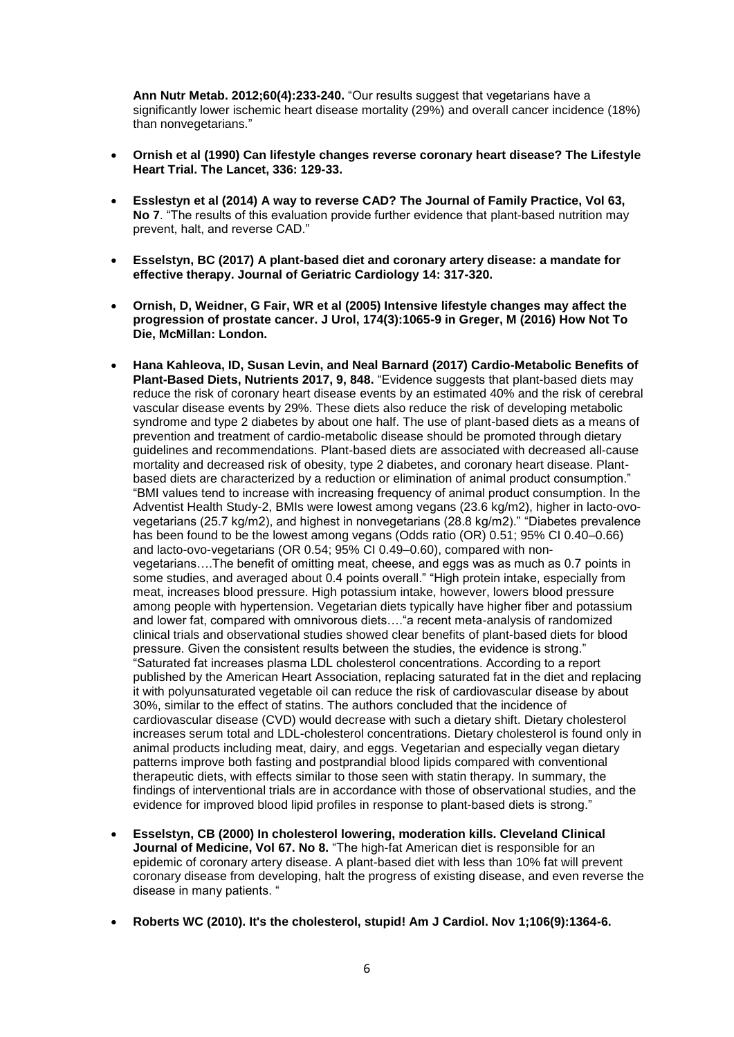**Ann Nutr Metab. 2012;60(4):233-240.** "Our results suggest that vegetarians have a significantly lower ischemic heart disease mortality (29%) and overall cancer incidence (18%) than nonvegetarians."

- **Ornish et al (1990) Can lifestyle changes reverse coronary heart disease? The Lifestyle Heart Trial. The Lancet, 336: 129-33.**

- **Esslestyn et al (2014) A way to reverse CAD? The Journal of Family Practice, Vol 63, No 7**. "The results of this evaluation provide further evidence that plant-based nutrition may prevent, halt, and reverse CAD."

- **Esselstyn, BC (2017) A plant-based diet and coronary artery disease: a mandate for effective therapy. Journal of Geriatric Cardiology 14: 317-320.**

- **Ornish, D, Weidner, G Fair, WR et al (2005) Intensive lifestyle changes may affect the progression of prostate cancer. J Urol, 174(3):1065-9 in Greger, M (2016) How Not To Die, McMillan: London.**

- **Hana Kahleova, ID, Susan Levin, and Neal Barnard (2017) Cardio-Metabolic Benefits of Plant-Based Diets, Nutrients 2017, 9, 848.** "Evidence suggests that plant-based diets may reduce the risk of coronary heart disease events by an estimated 40% and the risk of cerebral vascular disease events by 29%. These diets also reduce the risk of developing metabolic syndrome and type 2 diabetes by about one half. The use of plant-based diets as a means of prevention and treatment of cardio-metabolic disease should be promoted through dietary guidelines and recommendations. Plant-based diets are associated with decreased all-cause mortality and decreased risk of obesity, type 2 diabetes, and coronary heart disease. Plant-based diets are characterized by a reduction or elimination of animal product consumption." "BMI values tend to increase with increasing frequency of animal product consumption. In the Adventist Health Study-2, BMIs were lowest among vegans (23.6 kg/m2), higher in lacto-ovo-vegetarians (25.7 kg/m2), and highest in nonvegetarians (28.8 kg/m2)." "Diabetes prevalence has been found to be the lowest among vegans (Odds ratio (OR) 0.51; 95% CI 0.40–0.66) and lacto-ovo-vegetarians (OR 0.54; 95% CI 0.49–0.60), compared with non-vegetarians….The benefit of omitting meat, cheese, and eggs was as much as 0.7 points in some studies, and averaged about 0.4 points overall." "High protein intake, especially from meat, increases blood pressure. High potassium intake, however, lowers blood pressure among people with hypertension. Vegetarian diets typically have higher fiber and potassium and lower fat, compared with omnivorous diets…."a recent meta-analysis of randomized clinical trials and observational studies showed clear benefits of plant-based diets for blood pressure. Given the consistent results between the studies, the evidence is strong." "Saturated fat increases plasma LDL cholesterol concentrations. According to a report published by the American Heart Association, replacing saturated fat in the diet and replacing it with polyunsaturated vegetable oil can reduce the risk of cardiovascular disease by about 30%, similar to the effect of statins. The authors concluded that the incidence of cardiovascular disease (CVD) would decrease with such a dietary shift. Dietary cholesterol increases serum total and LDL-cholesterol concentrations. Dietary cholesterol is found only in animal products including meat, dairy, and eggs. Vegetarian and especially vegan dietary patterns improve both fasting and postprandial blood lipids compared with conventional therapeutic diets, with effects similar to those seen with statin therapy. In summary, the findings of interventional trials are in accordance with those of observational studies, and the evidence for improved blood lipid profiles in response to plant-based diets is strong."

- **Esselstyn, CB (2000) In cholesterol lowering, moderation kills. Cleveland Clinical Journal of Medicine, Vol 67. No 8.** "The high-fat American diet is responsible for an epidemic of coronary artery disease. A plant-based diet with less than 10% fat will prevent coronary disease from developing, halt the progress of existing disease, and even reverse the disease in many patients. "

- **Roberts WC (2010). It's the cholesterol, stupid! Am J Cardiol. Nov 1;106(9):1364-6.**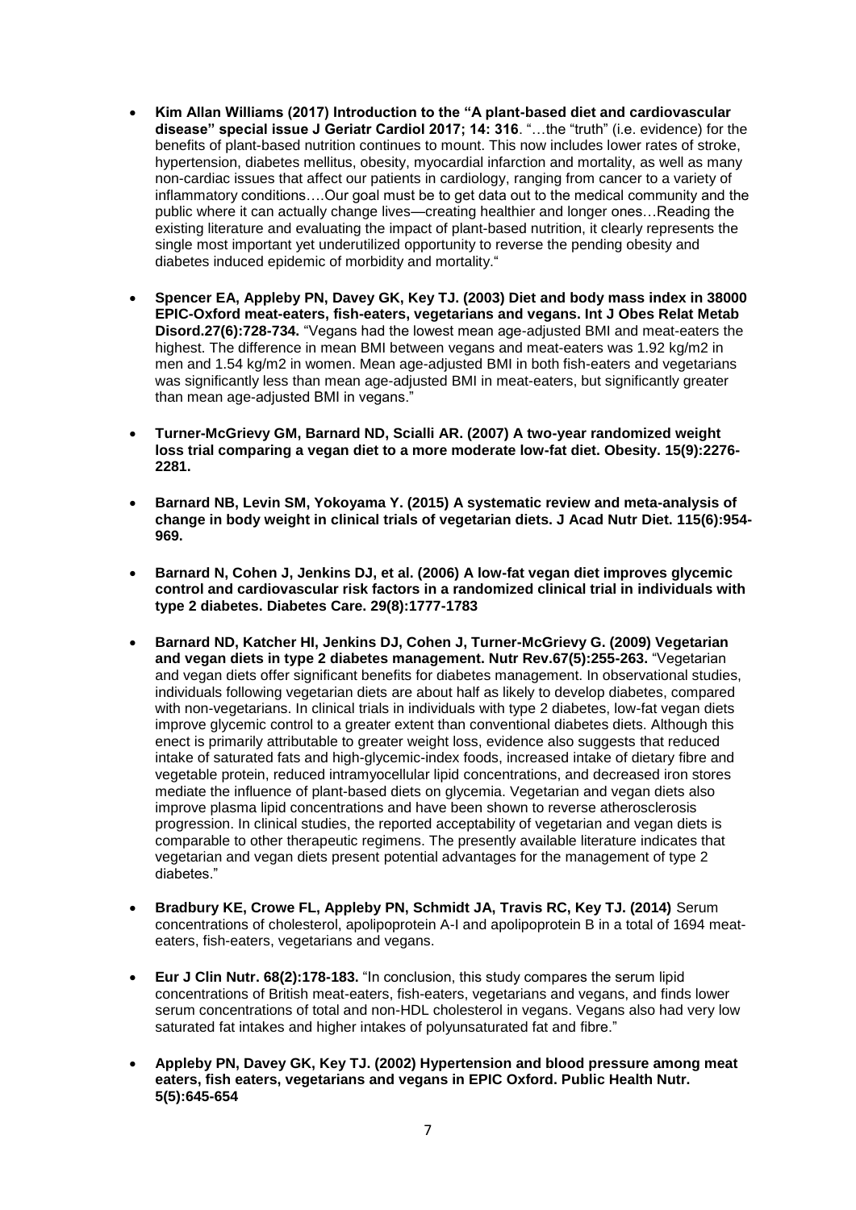- **Kim Allan Williams (2017) Introduction to the "A plant-based diet and cardiovascular disease" special issue J Geriatr Cardiol 2017; 14: 316**. "…the "truth" (i.e. evidence) for the benefits of plant-based nutrition continues to mount. This now includes lower rates of stroke, hypertension, diabetes mellitus, obesity, myocardial infarction and mortality, as well as many non-cardiac issues that affect our patients in cardiology, ranging from cancer to a variety of inflammatory conditions….Our goal must be to get data out to the medical community and the public where it can actually change lives—creating healthier and longer ones…Reading the existing literature and evaluating the impact of plant-based nutrition, it clearly represents the single most important yet underutilized opportunity to reverse the pending obesity and diabetes induced epidemic of morbidity and mortality."

- **Spencer EA, Appleby PN, Davey GK, Key TJ. (2003) Diet and body mass index in 38000 EPIC-Oxford meat-eaters, fish-eaters, vegetarians and vegans. Int J Obes Relat Metab Disord.27(6):728-734.** "Vegans had the lowest mean age-adjusted BMI and meat-eaters the highest. The difference in mean BMI between vegans and meat-eaters was 1.92 kg/m2 in men and 1.54 kg/m2 in women. Mean age-adjusted BMI in both fish-eaters and vegetarians was significantly less than mean age-adjusted BMI in meat-eaters, but significantly greater than mean age-adjusted BMI in vegans."

- **Turner-McGrievy GM, Barnard ND, Scialli AR. (2007) A two-year randomized weight loss trial comparing a vegan diet to a more moderate low-fat diet. Obesity. 15(9):2276-2281.**

- **Barnard NB, Levin SM, Yokoyama Y. (2015) A systematic review and meta-analysis of change in body weight in clinical trials of vegetarian diets. J Acad Nutr Diet. 115(6):954-969.**

- **Barnard N, Cohen J, Jenkins DJ, et al. (2006) A low-fat vegan diet improves glycemic control and cardiovascular risk factors in a randomized clinical trial in individuals with type 2 diabetes. Diabetes Care. 29(8):1777-1783**

- **Barnard ND, Katcher HI, Jenkins DJ, Cohen J, Turner-McGrievy G. (2009) Vegetarian and vegan diets in type 2 diabetes management. Nutr Rev.67(5):255-263.** "Vegetarian and vegan diets offer significant benefits for diabetes management. In observational studies, individuals following vegetarian diets are about half as likely to develop diabetes, compared with non-vegetarians. In clinical trials in individuals with type 2 diabetes, low-fat vegan diets improve glycemic control to a greater extent than conventional diabetes diets. Although this enect is primarily attributable to greater weight loss, evidence also suggests that reduced intake of saturated fats and high-glycemic-index foods, increased intake of dietary fibre and vegetable protein, reduced intramyocellular lipid concentrations, and decreased iron stores mediate the influence of plant-based diets on glycemia. Vegetarian and vegan diets also improve plasma lipid concentrations and have been shown to reverse atherosclerosis progression. In clinical studies, the reported acceptability of vegetarian and vegan diets is comparable to other therapeutic regimens. The presently available literature indicates that vegetarian and vegan diets present potential advantages for the management of type 2 diabetes."

- **Bradbury KE, Crowe FL, Appleby PN, Schmidt JA, Travis RC, Key TJ. (2014)** Serum concentrations of cholesterol, apolipoprotein A-I and apolipoprotein B in a total of 1694 meat-eaters, fish-eaters, vegetarians and vegans.

- **Eur J Clin Nutr. 68(2):178-183.** "In conclusion, this study compares the serum lipid concentrations of British meat-eaters, fish-eaters, vegetarians and vegans, and finds lower serum concentrations of total and non-HDL cholesterol in vegans. Vegans also had very low saturated fat intakes and higher intakes of polyunsaturated fat and fibre."

- **Appleby PN, Davey GK, Key TJ. (2002) Hypertension and blood pressure among meat eaters, fish eaters, vegetarians and vegans in EPIC Oxford. Public Health Nutr. 5(5):645-654**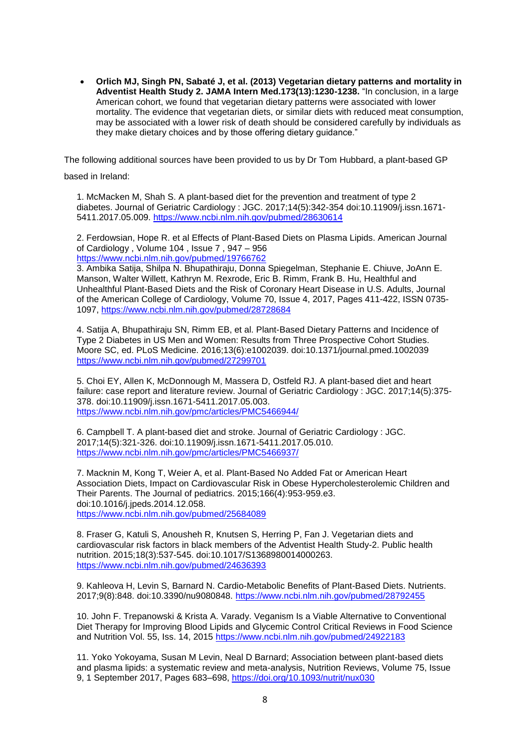- **Orlich MJ, Singh PN, Sabaté J, et al. (2013) Vegetarian dietary patterns and mortality in Adventist Health Study 2. JAMA Intern Med.173(13):1230-1238.** "In conclusion, in a large American cohort, we found that vegetarian dietary patterns were associated with lower mortality. The evidence that vegetarian diets, or similar diets with reduced meat consumption, may be associated with a lower risk of death should be considered carefully by individuals as they make dietary choices and by those offering dietary guidance."

The following additional sources have been provided to us by Dr Tom Hubbard, a plant-based GP based in Ireland:

1. McMacken M, Shah S. A plant-based diet for the prevention and treatment of type 2 diabetes. Journal of Geriatric Cardiology : JGC. 2017;14(5):342-354 doi:10.11909/j.issn.1671-5411.2017.05.009. https://www.ncbi.nlm.nih.gov/pubmed/28630614

2. Ferdowsian, Hope R. et al Effects of Plant-Based Diets on Plasma Lipids. American Journal of Cardiology , Volume 104 , Issue 7 , 947 – 956 https://www.ncbi.nlm.nih.gov/pubmed/19766762

3. Ambika Satija, Shilpa N. Bhupathiraju, Donna Spiegelman, Stephanie E. Chiuve, JoAnn E. Manson, Walter Willett, Kathryn M. Rexrode, Eric B. Rimm, Frank B. Hu, Healthful and Unhealthful Plant-Based Diets and the Risk of Coronary Heart Disease in U.S. Adults, Journal of the American College of Cardiology, Volume 70, Issue 4, 2017, Pages 411-422, ISSN 0735-1097, https://www.ncbi.nlm.nih.gov/pubmed/28728684

4. Satija A, Bhupathiraju SN, Rimm EB, et al. Plant-Based Dietary Patterns and Incidence of Type 2 Diabetes in US Men and Women: Results from Three Prospective Cohort Studies. Moore SC, ed. PLoS Medicine. 2016;13(6):e1002039. doi:10.1371/journal.pmed.1002039 https://www.ncbi.nlm.nih.gov/pubmed/27299701

5. Choi EY, Allen K, McDonnough M, Massera D, Ostfeld RJ. A plant-based diet and heart failure: case report and literature review. Journal of Geriatric Cardiology : JGC. 2017;14(5):375-378. doi:10.11909/j.issn.1671-5411.2017.05.003. https://www.ncbi.nlm.nih.gov/pmc/articles/PMC5466944/

6. Campbell T. A plant-based diet and stroke. Journal of Geriatric Cardiology : JGC. 2017;14(5):321-326. doi:10.11909/j.issn.1671-5411.2017.05.010. https://www.ncbi.nlm.nih.gov/pmc/articles/PMC5466937/

7. Macknin M, Kong T, Weier A, et al. Plant-Based No Added Fat or American Heart Association Diets, Impact on Cardiovascular Risk in Obese Hypercholesterolemic Children and Their Parents. The Journal of pediatrics. 2015;166(4):953-959.e3. doi:10.1016/j.jpeds.2014.12.058. https://www.ncbi.nlm.nih.gov/pubmed/25684089

8. Fraser G, Katuli S, Anousheh R, Knutsen S, Herring P, Fan J. Vegetarian diets and cardiovascular risk factors in black members of the Adventist Health Study-2. Public health nutrition. 2015;18(3):537-545. doi:10.1017/S1368980014000263. https://www.ncbi.nlm.nih.gov/pubmed/24636393

9. Kahleova H, Levin S, Barnard N. Cardio-Metabolic Benefits of Plant-Based Diets. Nutrients. 2017;9(8):848. doi:10.3390/nu9080848. https://www.ncbi.nlm.nih.gov/pubmed/28792455

10. John F. Trepanowski & Krista A. Varady. Veganism Is a Viable Alternative to Conventional Diet Therapy for Improving Blood Lipids and Glycemic Control Critical Reviews in Food Science and Nutrition Vol. 55, Iss. 14, 2015 https://www.ncbi.nlm.nih.gov/pubmed/24922183

11. Yoko Yokoyama, Susan M Levin, Neal D Barnard; Association between plant-based diets and plasma lipids: a systematic review and meta-analysis, Nutrition Reviews, Volume 75, Issue 9, 1 September 2017, Pages 683–698, https://doi.org/10.1093/nutrit/nux030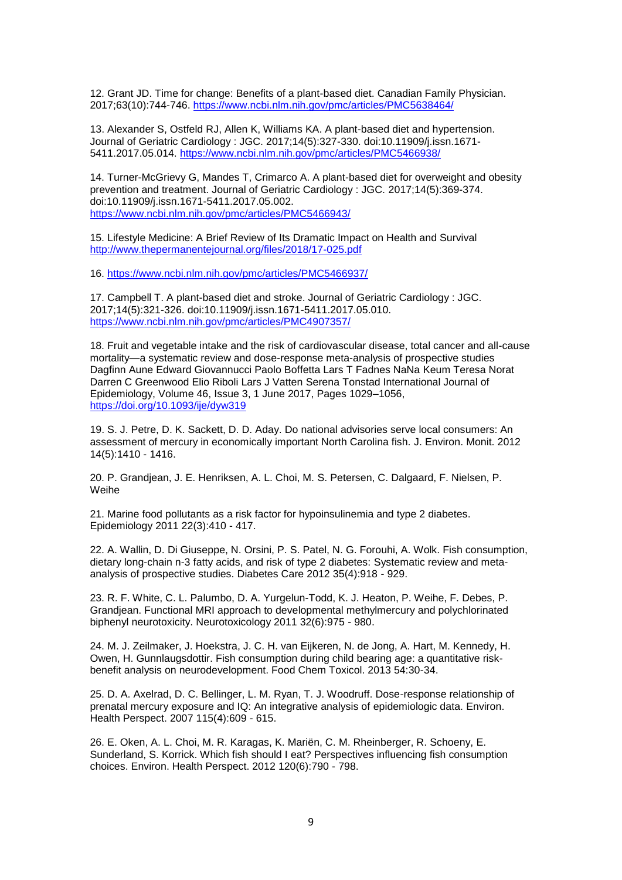12. Grant JD. Time for change: Benefits of a plant-based diet. Canadian Family Physician. 2017;63(10):744-746. https://www.ncbi.nlm.nih.gov/pmc/articles/PMC5638464/

13. Alexander S, Ostfeld RJ, Allen K, Williams KA. A plant-based diet and hypertension. Journal of Geriatric Cardiology : JGC. 2017;14(5):327-330. doi:10.11909/j.issn.1671-5411.2017.05.014. https://www.ncbi.nlm.nih.gov/pmc/articles/PMC5466938/

14. Turner-McGrievy G, Mandes T, Crimarco A. A plant-based diet for overweight and obesity prevention and treatment. Journal of Geriatric Cardiology : JGC. 2017;14(5):369-374. doi:10.11909/j.issn.1671-5411.2017.05.002. https://www.ncbi.nlm.nih.gov/pmc/articles/PMC5466943/

15. Lifestyle Medicine: A Brief Review of Its Dramatic Impact on Health and Survival http://www.thepermanentejournal.org/files/2018/17-025.pdf

16. https://www.ncbi.nlm.nih.gov/pmc/articles/PMC5466937/

17. Campbell T. A plant-based diet and stroke. Journal of Geriatric Cardiology : JGC. 2017;14(5):321-326. doi:10.11909/j.issn.1671-5411.2017.05.010. https://www.ncbi.nlm.nih.gov/pmc/articles/PMC4907357/

18. Fruit and vegetable intake and the risk of cardiovascular disease, total cancer and all-cause mortality—a systematic review and dose-response meta-analysis of prospective studies Dagfinn Aune Edward Giovannucci Paolo Boffetta Lars T Fadnes NaNa Keum Teresa Norat Darren C Greenwood Elio Riboli Lars J Vatten Serena Tonstad International Journal of Epidemiology, Volume 46, Issue 3, 1 June 2017, Pages 1029–1056, https://doi.org/10.1093/ije/dyw319

19. S. J. Petre, D. K. Sackett, D. D. Aday. Do national advisories serve local consumers: An assessment of mercury in economically important North Carolina fish. J. Environ. Monit. 2012 14(5):1410 - 1416.

20. P. Grandjean, J. E. Henriksen, A. L. Choi, M. S. Petersen, C. Dalgaard, F. Nielsen, P. Weihe

21. Marine food pollutants as a risk factor for hypoinsulinemia and type 2 diabetes. Epidemiology 2011 22(3):410 - 417.

22. A. Wallin, D. Di Giuseppe, N. Orsini, P. S. Patel, N. G. Forouhi, A. Wolk. Fish consumption, dietary long-chain n-3 fatty acids, and risk of type 2 diabetes: Systematic review and meta-analysis of prospective studies. Diabetes Care 2012 35(4):918 - 929.

23. R. F. White, C. L. Palumbo, D. A. Yurgelun-Todd, K. J. Heaton, P. Weihe, F. Debes, P. Grandjean. Functional MRI approach to developmental methylmercury and polychlorinated biphenyl neurotoxicity. Neurotoxicology 2011 32(6):975 - 980.

24. M. J. Zeilmaker, J. Hoekstra, J. C. H. van Eijkeren, N. de Jong, A. Hart, M. Kennedy, H. Owen, H. Gunnlaugsdottir. Fish consumption during child bearing age: a quantitative risk-benefit analysis on neurodevelopment. Food Chem Toxicol. 2013 54:30-34.

25. D. A. Axelrad, D. C. Bellinger, L. M. Ryan, T. J. Woodruff. Dose-response relationship of prenatal mercury exposure and IQ: An integrative analysis of epidemiologic data. Environ. Health Perspect. 2007 115(4):609 - 615.

26. E. Oken, A. L. Choi, M. R. Karagas, K. Mariën, C. M. Rheinberger, R. Schoeny, E. Sunderland, S. Korrick. Which fish should I eat? Perspectives influencing fish consumption choices. Environ. Health Perspect. 2012 120(6):790 - 798.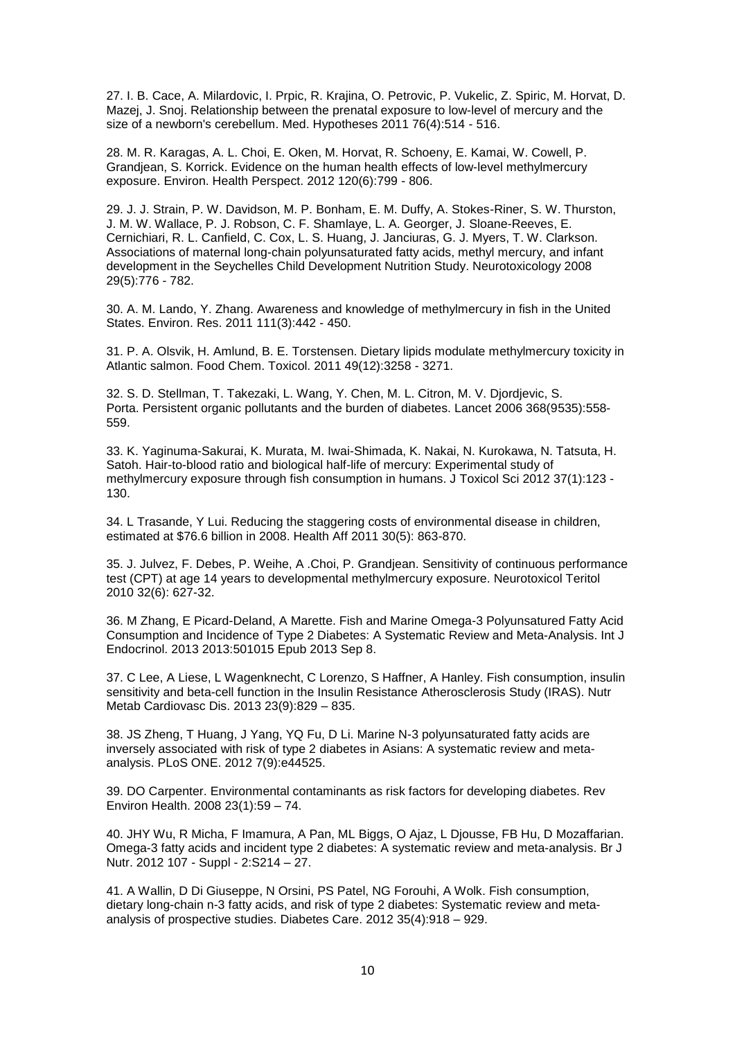27. I. B. Cace, A. Milardovic, I. Prpic, R. Krajina, O. Petrovic, P. Vukelic, Z. Spiric, M. Horvat, D. Mazej, J. Snoj. Relationship between the prenatal exposure to low-level of mercury and the size of a newborn's cerebellum. Med. Hypotheses 2011 76(4):514 - 516.

28. M. R. Karagas, A. L. Choi, E. Oken, M. Horvat, R. Schoeny, E. Kamai, W. Cowell, P. Grandjean, S. Korrick. Evidence on the human health effects of low-level methylmercury exposure. Environ. Health Perspect. 2012 120(6):799 - 806.

29. J. J. Strain, P. W. Davidson, M. P. Bonham, E. M. Duffy, A. Stokes-Riner, S. W. Thurston, J. M. W. Wallace, P. J. Robson, C. F. Shamlaye, L. A. Georger, J. Sloane-Reeves, E. Cernichiari, R. L. Canfield, C. Cox, L. S. Huang, J. Janciuras, G. J. Myers, T. W. Clarkson. Associations of maternal long-chain polyunsaturated fatty acids, methyl mercury, and infant development in the Seychelles Child Development Nutrition Study. Neurotoxicology 2008 29(5):776 - 782.

30. A. M. Lando, Y. Zhang. Awareness and knowledge of methylmercury in fish in the United States. Environ. Res. 2011 111(3):442 - 450.

31. P. A. Olsvik, H. Amlund, B. E. Torstensen. Dietary lipids modulate methylmercury toxicity in Atlantic salmon. Food Chem. Toxicol. 2011 49(12):3258 - 3271.

32. S. D. Stellman, T. Takezaki, L. Wang, Y. Chen, M. L. Citron, M. V. Djordjevic, S. Porta. Persistent organic pollutants and the burden of diabetes. Lancet 2006 368(9535):558-559.

33. K. Yaginuma-Sakurai, K. Murata, M. Iwai-Shimada, K. Nakai, N. Kurokawa, N. Tatsuta, H. Satoh. Hair-to-blood ratio and biological half-life of mercury: Experimental study of methylmercury exposure through fish consumption in humans. J Toxicol Sci 2012 37(1):123 - 130.

34. L Trasande, Y Lui. Reducing the staggering costs of environmental disease in children, estimated at $76.6 billion in 2008. Health Aff 2011 30(5): 863-870.

35. J. Julvez, F. Debes, P. Weihe, A .Choi, P. Grandjean. Sensitivity of continuous performance test (CPT) at age 14 years to developmental methylmercury exposure. Neurotoxicol Teritol 2010 32(6): 627-32.

36. M Zhang, E Picard-Deland, A Marette. Fish and Marine Omega-3 Polyunsatured Fatty Acid Consumption and Incidence of Type 2 Diabetes: A Systematic Review and Meta-Analysis. Int J Endocrinol. 2013 2013:501015 Epub 2013 Sep 8.

37. C Lee, A Liese, L Wagenknecht, C Lorenzo, S Haffner, A Hanley. Fish consumption, insulin sensitivity and beta-cell function in the Insulin Resistance Atherosclerosis Study (IRAS). Nutr Metab Cardiovasc Dis. 2013 23(9):829 – 835.

38. JS Zheng, T Huang, J Yang, YQ Fu, D Li. Marine N-3 polyunsaturated fatty acids are inversely associated with risk of type 2 diabetes in Asians: A systematic review and meta-analysis. PLoS ONE. 2012 7(9):e44525.

39. DO Carpenter. Environmental contaminants as risk factors for developing diabetes. Rev Environ Health. 2008 23(1):59 – 74.

40. JHY Wu, R Micha, F Imamura, A Pan, ML Biggs, O Ajaz, L Djousse, FB Hu, D Mozaffarian. Omega-3 fatty acids and incident type 2 diabetes: A systematic review and meta-analysis. Br J Nutr. 2012 107 - Suppl - 2:S214 – 27.

41. A Wallin, D Di Giuseppe, N Orsini, PS Patel, NG Forouhi, A Wolk. Fish consumption, dietary long-chain n-3 fatty acids, and risk of type 2 diabetes: Systematic review and meta-analysis of prospective studies. Diabetes Care. 2012 35(4):918 – 929.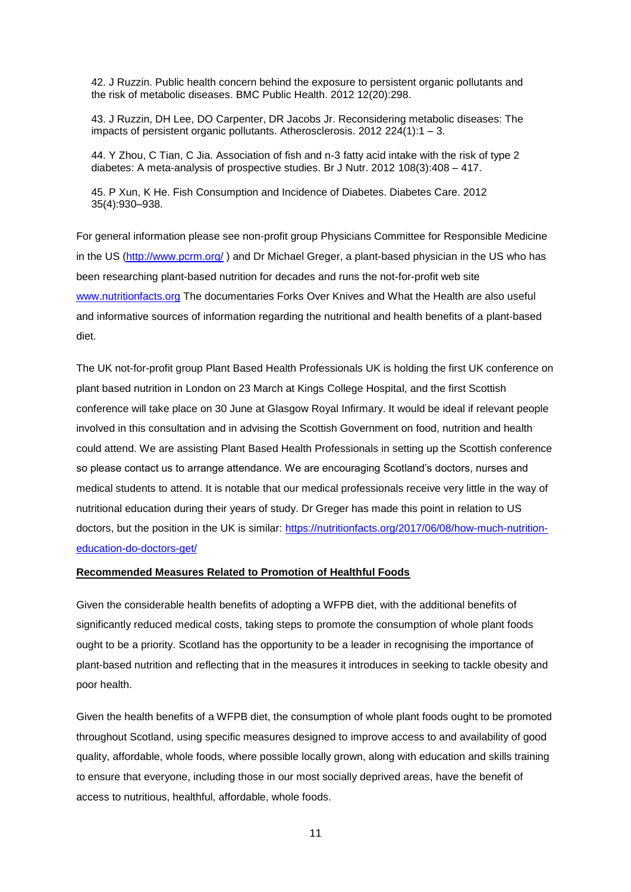42. J Ruzzin. Public health concern behind the exposure to persistent organic pollutants and the risk of metabolic diseases. BMC Public Health. 2012 12(20):298.

43. J Ruzzin, DH Lee, DO Carpenter, DR Jacobs Jr. Reconsidering metabolic diseases: The impacts of persistent organic pollutants. Atherosclerosis. 2012 224(1):1 – 3.

44. Y Zhou, C Tian, C Jia. Association of fish and n-3 fatty acid intake with the risk of type 2 diabetes: A meta-analysis of prospective studies. Br J Nutr. 2012 108(3):408 – 417.

45. P Xun, K He. Fish Consumption and Incidence of Diabetes. Diabetes Care. 2012 35(4):930–938.

For general information please see non-profit group Physicians Committee for Responsible Medicine in the US (http://www.pcrm.org/ ) and Dr Michael Greger, a plant-based physician in the US who has been researching plant-based nutrition for decades and runs the not-for-profit web site www.nutritionfacts.org The documentaries Forks Over Knives and What the Health are also useful and informative sources of information regarding the nutritional and health benefits of a plant-based diet.

The UK not-for-profit group Plant Based Health Professionals UK is holding the first UK conference on plant based nutrition in London on 23 March at Kings College Hospital, and the first Scottish conference will take place on 30 June at Glasgow Royal Infirmary. It would be ideal if relevant people involved in this consultation and in advising the Scottish Government on food, nutrition and health could attend. We are assisting Plant Based Health Professionals in setting up the Scottish conference so please contact us to arrange attendance. We are encouraging Scotland's doctors, nurses and medical students to attend. It is notable that our medical professionals receive very little in the way of nutritional education during their years of study. Dr Greger has made this point in relation to US doctors, but the position in the UK is similar: https://nutritionfacts.org/2017/06/08/how-much-nutrition-education-do-doctors-get/

**Recommended Measures Related to Promotion of Healthful Foods**

Given the considerable health benefits of adopting a WFPB diet, with the additional benefits of significantly reduced medical costs, taking steps to promote the consumption of whole plant foods ought to be a priority. Scotland has the opportunity to be a leader in recognising the importance of plant-based nutrition and reflecting that in the measures it introduces in seeking to tackle obesity and poor health.

Given the health benefits of a WFPB diet, the consumption of whole plant foods ought to be promoted throughout Scotland, using specific measures designed to improve access to and availability of good quality, affordable, whole foods, where possible locally grown, along with education and skills training to ensure that everyone, including those in our most socially deprived areas, have the benefit of access to nutritious, healthful, affordable, whole foods.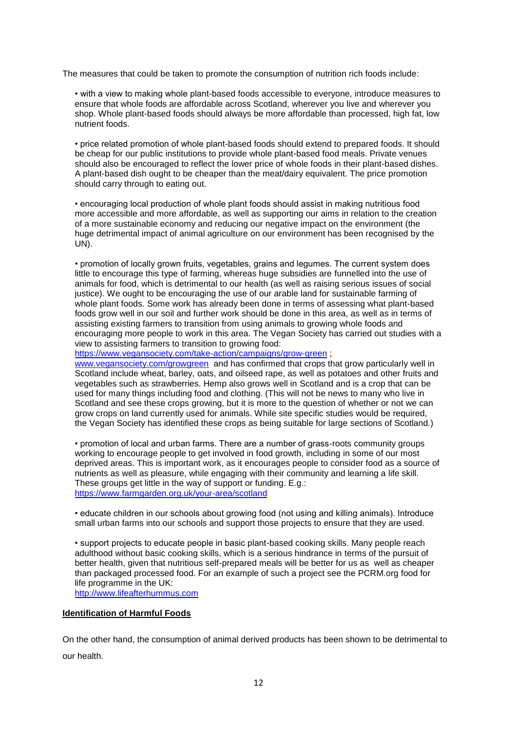The measures that could be taken to promote the consumption of nutrition rich foods include:

- with a view to making whole plant-based foods accessible to everyone, introduce measures to ensure that whole foods are affordable across Scotland, wherever you live and wherever you shop. Whole plant-based foods should always be more affordable than processed, high fat, low nutrient foods.

- price related promotion of whole plant-based foods should extend to prepared foods. It should be cheap for our public institutions to provide whole plant-based food meals. Private venues should also be encouraged to reflect the lower price of whole foods in their plant-based dishes. A plant-based dish ought to be cheaper than the meat/dairy equivalent. The price promotion should carry through to eating out.

- encouraging local production of whole plant foods should assist in making nutritious food more accessible and more affordable, as well as supporting our aims in relation to the creation of a more sustainable economy and reducing our negative impact on the environment (the huge detrimental impact of animal agriculture on our environment has been recognised by the UN).

- promotion of locally grown fruits, vegetables, grains and legumes. The current system does little to encourage this type of farming, whereas huge subsidies are funnelled into the use of animals for food, which is detrimental to our health (as well as raising serious issues of social justice). We ought to be encouraging the use of our arable land for sustainable farming of whole plant foods. Some work has already been done in terms of assessing what plant-based foods grow well in our soil and further work should be done in this area, as well as in terms of assisting existing farmers to transition from using animals to growing whole foods and encouraging more people to work in this area. The Vegan Society has carried out studies with a view to assisting farmers to transition to growing food: [https://www.vegansociety.com/take-action/campaigns/grow-green](https://www.vegansociety.com/take-action/campaigns/grow-green) ; [www.vegansociety.com/growgreen](www.vegansociety.com/growgreen) and has confirmed that crops that grow particularly well in Scotland include wheat, barley, oats, and oilseed rape, as well as potatoes and other fruits and vegetables such as strawberries. Hemp also grows well in Scotland and is a crop that can be used for many things including food and clothing. (This will not be news to many who live in Scotland and see these crops growing, but it is more to the question of whether or not we can grow crops on land currently used for animals. While site specific studies would be required, the Vegan Society has identified these crops as being suitable for large sections of Scotland.)

- promotion of local and urban farms. There are a number of grass-roots community groups working to encourage people to get involved in food growth, including in some of our most deprived areas. This is important work, as it encourages people to consider food as a source of nutrients as well as pleasure, while engaging with their community and learning a life skill. These groups get little in the way of support or funding. E.g.: [https://www.farmgarden.org.uk/your-area/scotland](https://www.farmgarden.org.uk/your-area/scotland)

- educate children in our schools about growing food (not using and killing animals). Introduce small urban farms into our schools and support those projects to ensure that they are used.

- support projects to educate people in basic plant-based cooking skills. Many people reach adulthood without basic cooking skills, which is a serious hindrance in terms of the pursuit of better health, given that nutritious self-prepared meals will be better for us as well as cheaper than packaged processed food. For an example of such a project see the PCRM.org food for life programme in the UK: [http://www.lifeafterhummus.com](http://www.lifeafterhummus.com)

## Identification of Harmful Foods

On the other hand, the consumption of animal derived products has been shown to be detrimental to our health.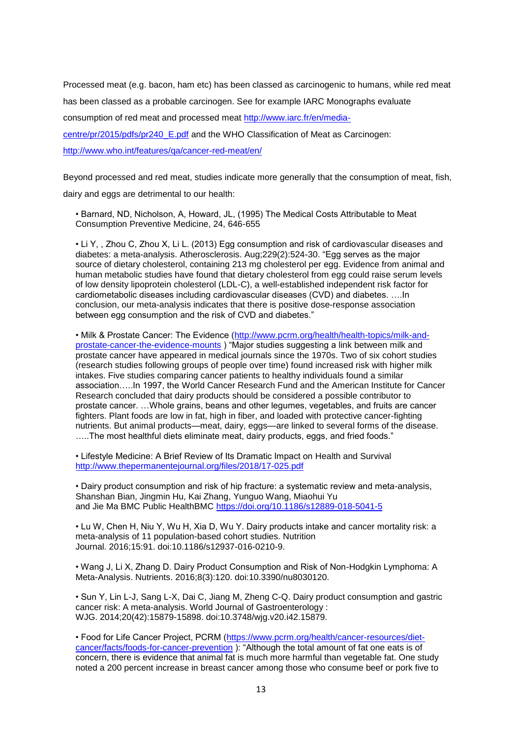Processed meat (e.g. bacon, ham etc) has been classed as carcinogenic to humans, while red meat has been classed as a probable carcinogen. See for example IARC Monographs evaluate consumption of red meat and processed meat [http://www.iarc.fr/en/media-centre/pr/2015/pdfs/pr240_E.pdf](http://www.iarc.fr/en/media-centre/pr/2015/pdfs/pr240_E.pdf) and the WHO Classification of Meat as Carcinogen: [http://www.who.int/features/qa/cancer-red-meat/en/](http://www.who.int/features/qa/cancer-red-meat/en/)

Beyond processed and red meat, studies indicate more generally that the consumption of meat, fish, dairy and eggs are detrimental to our health:

- Barnard, ND, Nicholson, A, Howard, JL, (1995) The Medical Costs Attributable to Meat Consumption Preventive Medicine, 24, 646-655
- Li Y, , Zhou C, Zhou X, Li L. (2013) Egg consumption and risk of cardiovascular diseases and diabetes: a meta-analysis. Atherosclerosis. Aug;229(2):524-30. “Egg serves as the major source of dietary cholesterol, containing 213 mg cholesterol per egg. Evidence from animal and human metabolic studies have found that dietary cholesterol from egg could raise serum levels of low density lipoprotein cholesterol (LDL-C), a well-established independent risk factor for cardiometabolic diseases including cardiovascular diseases (CVD) and diabetes. ….In conclusion, our meta-analysis indicates that there is positive dose-response association between egg consumption and the risk of CVD and diabetes.”
- Milk & Prostate Cancer: The Evidence ([http://www.pcrm.org/health/health-topics/milk-and-prostate-cancer-the-evidence-mounts](http://www.pcrm.org/health/health-topics/milk-and-prostate-cancer-the-evidence-mounts) ) “Major studies suggesting a link between milk and prostate cancer have appeared in medical journals since the 1970s. Two of six cohort studies (research studies following groups of people over time) found increased risk with higher milk intakes. Five studies comparing cancer patients to healthy individuals found a similar association…..In 1997, the World Cancer Research Fund and the American Institute for Cancer Research concluded that dairy products should be considered a possible contributor to prostate cancer. …Whole grains, beans and other legumes, vegetables, and fruits are cancer fighters. Plant foods are low in fat, high in fiber, and loaded with protective cancer-fighting nutrients. But animal products—meat, dairy, eggs—are linked to several forms of the disease. …..The most healthful diets eliminate meat, dairy products, eggs, and fried foods.”
- Lifestyle Medicine: A Brief Review of Its Dramatic Impact on Health and Survival [http://www.thepermanentejournal.org/files/2018/17-025.pdf](http://www.thepermanentejournal.org/files/2018/17-025.pdf)
- Dairy product consumption and risk of hip fracture: a systematic review and meta-analysis, Shanshan Bian, Jingmin Hu, Kai Zhang, Yunguo Wang, Miaohui Yu and Jie Ma BMC Public HealthBMC [https://doi.org/10.1186/s12889-018-5041-5](https://doi.org/10.1186/s12889-018-5041-5)
- Lu W, Chen H, Niu Y, Wu H, Xia D, Wu Y. Dairy products intake and cancer mortality risk: a meta-analysis of 11 population-based cohort studies. Nutrition Journal. 2016;15:91. doi:10.1186/s12937-016-0210-9.
- Wang J, Li X, Zhang D. Dairy Product Consumption and Risk of Non-Hodgkin Lymphoma: A Meta-Analysis. Nutrients. 2016;8(3):120. doi:10.3390/nu8030120.
- Sun Y, Lin L-J, Sang L-X, Dai C, Jiang M, Zheng C-Q. Dairy product consumption and gastric cancer risk: A meta-analysis. World Journal of Gastroenterology : WJG. 2014;20(42):15879-15898. doi:10.3748/wjg.v20.i42.15879.
- Food for Life Cancer Project, PCRM ([https://www.pcrm.org/health/cancer-resources/diet-cancer/facts/foods-for-cancer-prevention](https://www.pcrm.org/health/cancer-resources/diet-cancer/facts/foods-for-cancer-prevention) ): “Although the total amount of fat one eats is of concern, there is evidence that animal fat is much more harmful than vegetable fat. One study noted a 200 percent increase in breast cancer among those who consume beef or pork five to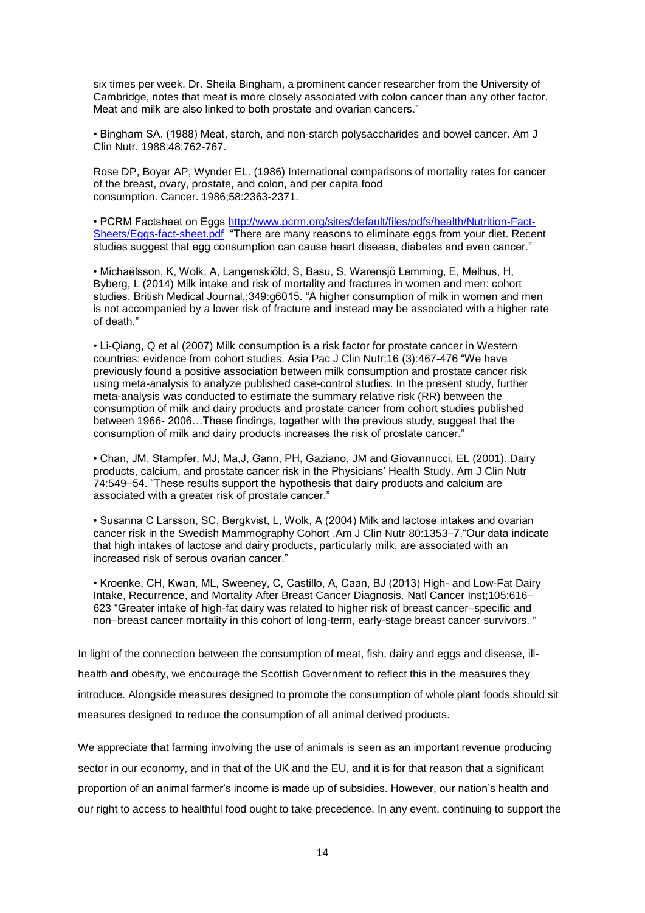six times per week. Dr. Sheila Bingham, a prominent cancer researcher from the University of Cambridge, notes that meat is more closely associated with colon cancer than any other factor. Meat and milk are also linked to both prostate and ovarian cancers."

- Bingham SA. (1988) Meat, starch, and non-starch polysaccharides and bowel cancer. Am J Clin Nutr. 1988;48:762-767.

Rose DP, Boyar AP, Wynder EL. (1986) International comparisons of mortality rates for cancer of the breast, ovary, prostate, and colon, and per capita food consumption. Cancer. 1986;58:2363-2371.

- PCRM Factsheet on Eggs http://www.pcrm.org/sites/default/files/pdfs/health/Nutrition-Fact-Sheets/Eggs-fact-sheet.pdf "There are many reasons to eliminate eggs from your diet. Recent studies suggest that egg consumption can cause heart disease, diabetes and even cancer."

- Michaëlsson, K, Wolk, A, Langenskiöld, S, Basu, S, Warensjö Lemming, E, Melhus, H, Byberg, L (2014) Milk intake and risk of mortality and fractures in women and men: cohort studies. British Medical Journal,;349:g6015. "A higher consumption of milk in women and men is not accompanied by a lower risk of fracture and instead may be associated with a higher rate of death."

- Li-Qiang, Q et al (2007) Milk consumption is a risk factor for prostate cancer in Western countries: evidence from cohort studies. Asia Pac J Clin Nutr;16 (3):467-476 "We have previously found a positive association between milk consumption and prostate cancer risk using meta-analysis to analyze published case-control studies. In the present study, further meta-analysis was conducted to estimate the summary relative risk (RR) between the consumption of milk and dairy products and prostate cancer from cohort studies published between 1966- 2006…These findings, together with the previous study, suggest that the consumption of milk and dairy products increases the risk of prostate cancer."

- Chan, JM, Stampfer, MJ, Ma,J, Gann, PH, Gaziano, JM and Giovannucci, EL (2001). Dairy products, calcium, and prostate cancer risk in the Physicians' Health Study. Am J Clin Nutr 74:549–54. "These results support the hypothesis that dairy products and calcium are associated with a greater risk of prostate cancer."

- Susanna C Larsson, SC, Bergkvist, L, Wolk, A (2004) Milk and lactose intakes and ovarian cancer risk in the Swedish Mammography Cohort .Am J Clin Nutr 80:1353–7."Our data indicate that high intakes of lactose and dairy products, particularly milk, are associated with an increased risk of serous ovarian cancer."

- Kroenke, CH, Kwan, ML, Sweeney, C, Castillo, A, Caan, BJ (2013) High- and Low-Fat Dairy Intake, Recurrence, and Mortality After Breast Cancer Diagnosis. Natl Cancer Inst;105:616–623 "Greater intake of high-fat dairy was related to higher risk of breast cancer–specific and non–breast cancer mortality in this cohort of long-term, early-stage breast cancer survivors. "

In light of the connection between the consumption of meat, fish, dairy and eggs and disease, ill-health and obesity, we encourage the Scottish Government to reflect this in the measures they introduce. Alongside measures designed to promote the consumption of whole plant foods should sit measures designed to reduce the consumption of all animal derived products.

We appreciate that farming involving the use of animals is seen as an important revenue producing sector in our economy, and in that of the UK and the EU, and it is for that reason that a significant proportion of an animal farmer's income is made up of subsidies. However, our nation's health and our right to access to healthful food ought to take precedence. In any event, continuing to support the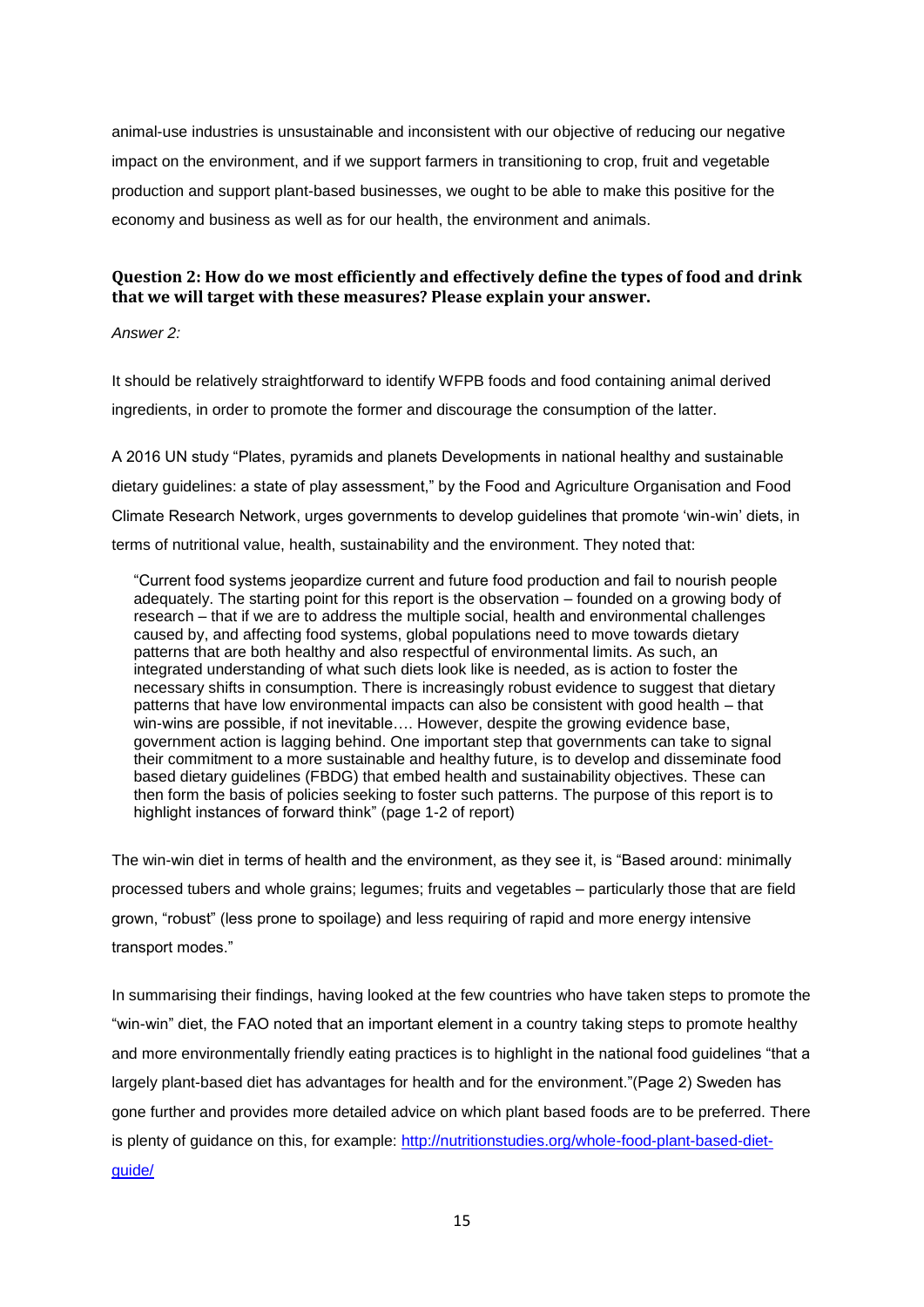animal-use industries is unsustainable and inconsistent with our objective of reducing our negative impact on the environment, and if we support farmers in transitioning to crop, fruit and vegetable production and support plant-based businesses, we ought to be able to make this positive for the economy and business as well as for our health, the environment and animals.

### Question 2: How do we most efficiently and effectively define the types of food and drink that we will target with these measures? Please explain your answer.

*Answer 2:*

It should be relatively straightforward to identify WFPB foods and food containing animal derived ingredients, in order to promote the former and discourage the consumption of the latter.

A 2016 UN study "Plates, pyramids and planets Developments in national healthy and sustainable dietary guidelines: a state of play assessment," by the Food and Agriculture Organisation and Food Climate Research Network, urges governments to develop guidelines that promote 'win-win' diets, in terms of nutritional value, health, sustainability and the environment. They noted that:

> "Current food systems jeopardize current and future food production and fail to nourish people adequately. The starting point for this report is the observation – founded on a growing body of research – that if we are to address the multiple social, health and environmental challenges caused by, and affecting food systems, global populations need to move towards dietary patterns that are both healthy and also respectful of environmental limits. As such, an integrated understanding of what such diets look like is needed, as is action to foster the necessary shifts in consumption. There is increasingly robust evidence to suggest that dietary patterns that have low environmental impacts can also be consistent with good health – that win-wins are possible, if not inevitable…. However, despite the growing evidence base, government action is lagging behind. One important step that governments can take to signal their commitment to a more sustainable and healthy future, is to develop and disseminate food based dietary guidelines (FBDG) that embed health and sustainability objectives. These can then form the basis of policies seeking to foster such patterns. The purpose of this report is to highlight instances of forward think" (page 1-2 of report)

The win-win diet in terms of health and the environment, as they see it, is "Based around: minimally processed tubers and whole grains; legumes; fruits and vegetables – particularly those that are field grown, "robust" (less prone to spoilage) and less requiring of rapid and more energy intensive transport modes."

In summarising their findings, having looked at the few countries who have taken steps to promote the "win-win" diet, the FAO noted that an important element in a country taking steps to promote healthy and more environmentally friendly eating practices is to highlight in the national food guidelines "that a largely plant-based diet has advantages for health and for the environment."(Page 2) Sweden has gone further and provides more detailed advice on which plant based foods are to be preferred. There is plenty of guidance on this, for example: [http://nutritionstudies.org/whole-food-plant-based-diet-guide/](http://nutritionstudies.org/whole-food-plant-based-diet-guide/)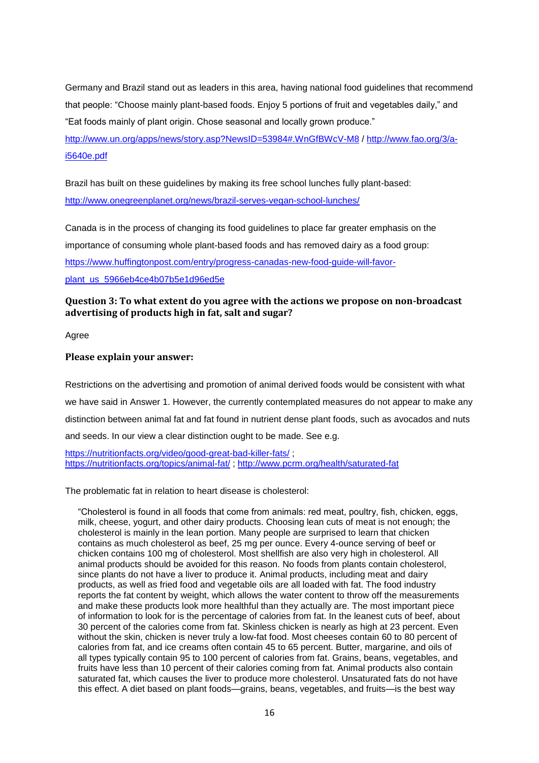Germany and Brazil stand out as leaders in this area, having national food guidelines that recommend that people: "Choose mainly plant-based foods. Enjoy 5 portions of fruit and vegetables daily," and "Eat foods mainly of plant origin. Chose seasonal and locally grown produce."

http://www.un.org/apps/news/story.asp?NewsID=53984#.WnGfBWcV-M8 / http://www.fao.org/3/a-i5640e.pdf

Brazil has built on these guidelines by making its free school lunches fully plant-based: http://www.onegreenplanet.org/news/brazil-serves-vegan-school-lunches/

Canada is in the process of changing its food guidelines to place far greater emphasis on the importance of consuming whole plant-based foods and has removed dairy as a food group: https://www.huffingtonpost.com/entry/progress-canadas-new-food-guide-will-favor-plant_us_5966eb4ce4b07b5e1d96ed5e

### Question 3: To what extent do you agree with the actions we propose on non-broadcast advertising of products high in fat, salt and sugar?

Agree

### Please explain your answer:

Restrictions on the advertising and promotion of animal derived foods would be consistent with what we have said in Answer 1. However, the currently contemplated measures do not appear to make any distinction between animal fat and fat found in nutrient dense plant foods, such as avocados and nuts and seeds. In our view a clear distinction ought to be made. See e.g.

https://nutritionfacts.org/video/good-great-bad-killer-fats/ ; https://nutritionfacts.org/topics/animal-fat/ ; http://www.pcrm.org/health/saturated-fat

The problematic fat in relation to heart disease is cholesterol:

> "Cholesterol is found in all foods that come from animals: red meat, poultry, fish, chicken, eggs, milk, cheese, yogurt, and other dairy products. Choosing lean cuts of meat is not enough; the cholesterol is mainly in the lean portion. Many people are surprised to learn that chicken contains as much cholesterol as beef, 25 mg per ounce. Every 4-ounce serving of beef or chicken contains 100 mg of cholesterol. Most shellfish are also very high in cholesterol. All animal products should be avoided for this reason. No foods from plants contain cholesterol, since plants do not have a liver to produce it. Animal products, including meat and dairy products, as well as fried food and vegetable oils are all loaded with fat. The food industry reports the fat content by weight, which allows the water content to throw off the measurements and make these products look more healthful than they actually are. The most important piece of information to look for is the percentage of calories from fat. In the leanest cuts of beef, about 30 percent of the calories come from fat. Skinless chicken is nearly as high at 23 percent. Even without the skin, chicken is never truly a low-fat food. Most cheeses contain 60 to 80 percent of calories from fat, and ice creams often contain 45 to 65 percent. Butter, margarine, and oils of all types typically contain 95 to 100 percent of calories from fat. Grains, beans, vegetables, and fruits have less than 10 percent of their calories coming from fat. Animal products also contain saturated fat, which causes the liver to produce more cholesterol. Unsaturated fats do not have this effect. A diet based on plant foods—grains, beans, vegetables, and fruits—is the best way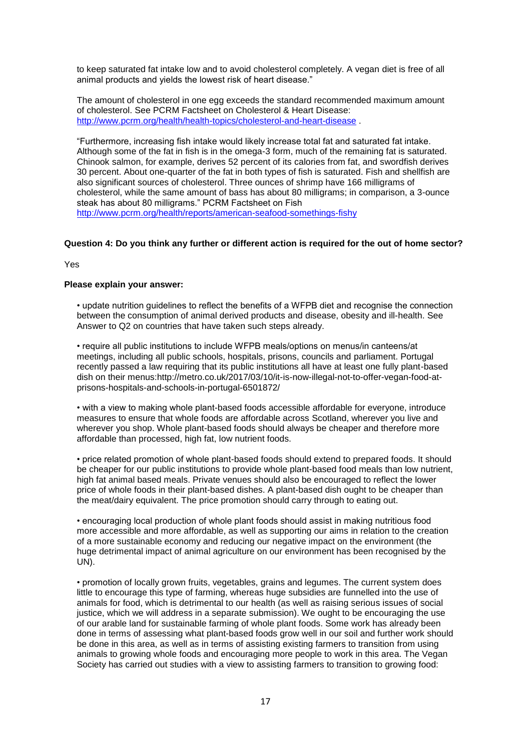to keep saturated fat intake low and to avoid cholesterol completely. A vegan diet is free of all animal products and yields the lowest risk of heart disease."

The amount of cholesterol in one egg exceeds the standard recommended maximum amount of cholesterol. See PCRM Factsheet on Cholesterol & Heart Disease: http://www.pcrm.org/health/health-topics/cholesterol-and-heart-disease .

"Furthermore, increasing fish intake would likely increase total fat and saturated fat intake. Although some of the fat in fish is in the omega-3 form, much of the remaining fat is saturated. Chinook salmon, for example, derives 52 percent of its calories from fat, and swordfish derives 30 percent. About one-quarter of the fat in both types of fish is saturated. Fish and shellfish are also significant sources of cholesterol. Three ounces of shrimp have 166 milligrams of cholesterol, while the same amount of bass has about 80 milligrams; in comparison, a 3-ounce steak has about 80 milligrams." PCRM Factsheet on Fish http://www.pcrm.org/health/reports/american-seafood-somethings-fishy

**Question 4: Do you think any further or different action is required for the out of home sector?**

Yes

**Please explain your answer:**

- update nutrition guidelines to reflect the benefits of a WFPB diet and recognise the connection between the consumption of animal derived products and disease, obesity and ill-health. See Answer to Q2 on countries that have taken such steps already.

- require all public institutions to include WFPB meals/options on menus/in canteens/at meetings, including all public schools, hospitals, prisons, councils and parliament. Portugal recently passed a law requiring that its public institutions all have at least one fully plant-based dish on their menus:http://metro.co.uk/2017/03/10/it-is-now-illegal-not-to-offer-vegan-food-at-prisons-hospitals-and-schools-in-portugal-6501872/

- with a view to making whole plant-based foods accessible affordable for everyone, introduce measures to ensure that whole foods are affordable across Scotland, wherever you live and wherever you shop. Whole plant-based foods should always be cheaper and therefore more affordable than processed, high fat, low nutrient foods.

- price related promotion of whole plant-based foods should extend to prepared foods. It should be cheaper for our public institutions to provide whole plant-based food meals than low nutrient, high fat animal based meals. Private venues should also be encouraged to reflect the lower price of whole foods in their plant-based dishes. A plant-based dish ought to be cheaper than the meat/dairy equivalent. The price promotion should carry through to eating out.

- encouraging local production of whole plant foods should assist in making nutritious food more accessible and more affordable, as well as supporting our aims in relation to the creation of a more sustainable economy and reducing our negative impact on the environment (the huge detrimental impact of animal agriculture on our environment has been recognised by the UN).

- promotion of locally grown fruits, vegetables, grains and legumes. The current system does little to encourage this type of farming, whereas huge subsidies are funnelled into the use of animals for food, which is detrimental to our health (as well as raising serious issues of social justice, which we will address in a separate submission). We ought to be encouraging the use of our arable land for sustainable farming of whole plant foods. Some work has already been done in terms of assessing what plant-based foods grow well in our soil and further work should be done in this area, as well as in terms of assisting existing farmers to transition from using animals to growing whole foods and encouraging more people to work in this area. The Vegan Society has carried out studies with a view to assisting farmers to transition to growing food: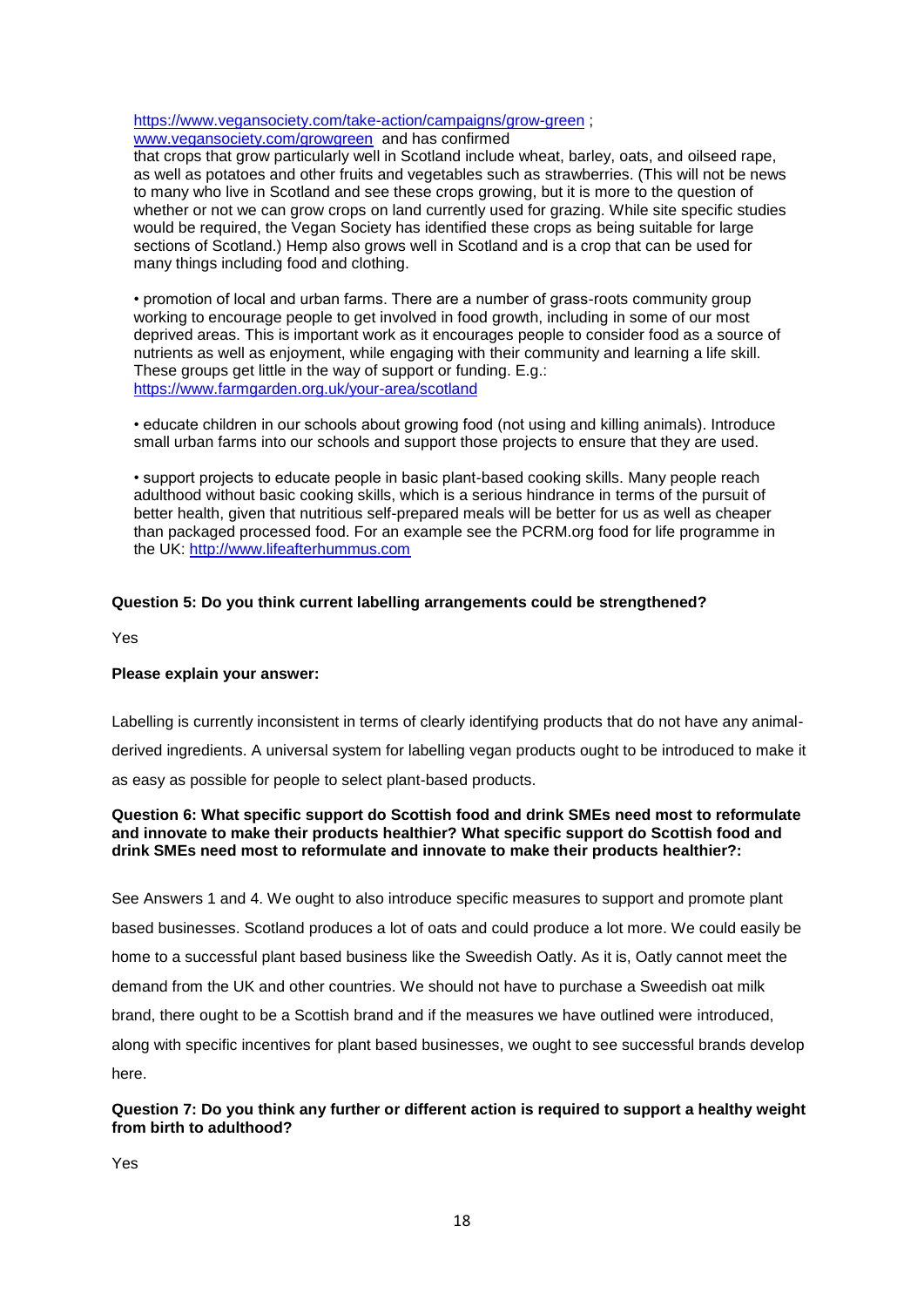https://www.vegansociety.com/take-action/campaigns/grow-green ;
www.vegansociety.com/growgreen and has confirmed
that crops that grow particularly well in Scotland include wheat, barley, oats, and oilseed rape, as well as potatoes and other fruits and vegetables such as strawberries. (This will not be news to many who live in Scotland and see these crops growing, but it is more to the question of whether or not we can grow crops on land currently used for grazing. While site specific studies would be required, the Vegan Society has identified these crops as being suitable for large sections of Scotland.) Hemp also grows well in Scotland and is a crop that can be used for many things including food and clothing.

• promotion of local and urban farms. There are a number of grass-roots community group working to encourage people to get involved in food growth, including in some of our most deprived areas. This is important work as it encourages people to consider food as a source of nutrients as well as enjoyment, while engaging with their community and learning a life skill. These groups get little in the way of support or funding. E.g.:
https://www.farmgarden.org.uk/your-area/scotland

• educate children in our schools about growing food (not using and killing animals). Introduce small urban farms into our schools and support those projects to ensure that they are used.

• support projects to educate people in basic plant-based cooking skills. Many people reach adulthood without basic cooking skills, which is a serious hindrance in terms of the pursuit of better health, given that nutritious self-prepared meals will be better for us as well as cheaper than packaged processed food. For an example see the PCRM.org food for life programme in the UK: http://www.lifeafterhummus.com

**Question 5: Do you think current labelling arrangements could be strengthened?**

Yes

**Please explain your answer:**

Labelling is currently inconsistent in terms of clearly identifying products that do not have any animal-derived ingredients. A universal system for labelling vegan products ought to be introduced to make it as easy as possible for people to select plant-based products.

**Question 6: What specific support do Scottish food and drink SMEs need most to reformulate and innovate to make their products healthier? What specific support do Scottish food and drink SMEs need most to reformulate and innovate to make their products healthier?:**

See Answers 1 and 4. We ought to also introduce specific measures to support and promote plant based businesses. Scotland produces a lot of oats and could produce a lot more. We could easily be home to a successful plant based business like the Sweedish Oatly. As it is, Oatly cannot meet the demand from the UK and other countries. We should not have to purchase a Sweedish oat milk brand, there ought to be a Scottish brand and if the measures we have outlined were introduced, along with specific incentives for plant based businesses, we ought to see successful brands develop here.

**Question 7: Do you think any further or different action is required to support a healthy weight from birth to adulthood?**

Yes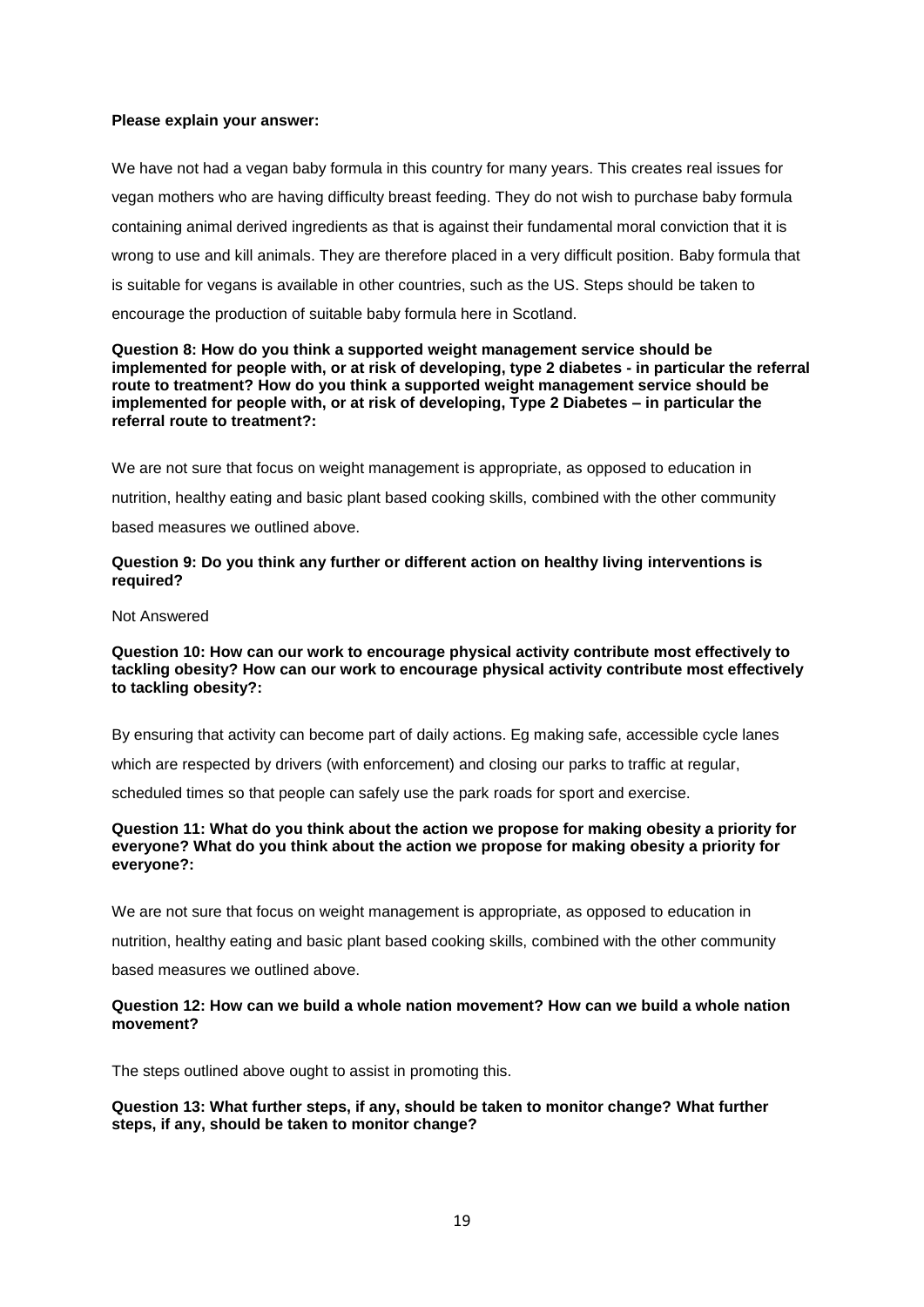**Please explain your answer:**

We have not had a vegan baby formula in this country for many years. This creates real issues for vegan mothers who are having difficulty breast feeding. They do not wish to purchase baby formula containing animal derived ingredients as that is against their fundamental moral conviction that it is wrong to use and kill animals. They are therefore placed in a very difficult position. Baby formula that is suitable for vegans is available in other countries, such as the US. Steps should be taken to encourage the production of suitable baby formula here in Scotland.

**Question 8: How do you think a supported weight management service should be implemented for people with, or at risk of developing, type 2 diabetes - in particular the referral route to treatment? How do you think a supported weight management service should be implemented for people with, or at risk of developing, Type 2 Diabetes – in particular the referral route to treatment?:**

We are not sure that focus on weight management is appropriate, as opposed to education in nutrition, healthy eating and basic plant based cooking skills, combined with the other community based measures we outlined above.

**Question 9: Do you think any further or different action on healthy living interventions is required?**

Not Answered

**Question 10: How can our work to encourage physical activity contribute most effectively to tackling obesity? How can our work to encourage physical activity contribute most effectively to tackling obesity?:**

By ensuring that activity can become part of daily actions. Eg making safe, accessible cycle lanes which are respected by drivers (with enforcement) and closing our parks to traffic at regular, scheduled times so that people can safely use the park roads for sport and exercise.

**Question 11: What do you think about the action we propose for making obesity a priority for everyone? What do you think about the action we propose for making obesity a priority for everyone?:**

We are not sure that focus on weight management is appropriate, as opposed to education in nutrition, healthy eating and basic plant based cooking skills, combined with the other community based measures we outlined above.

**Question 12: How can we build a whole nation movement? How can we build a whole nation movement?**

The steps outlined above ought to assist in promoting this.

**Question 13: What further steps, if any, should be taken to monitor change? What further steps, if any, should be taken to monitor change?**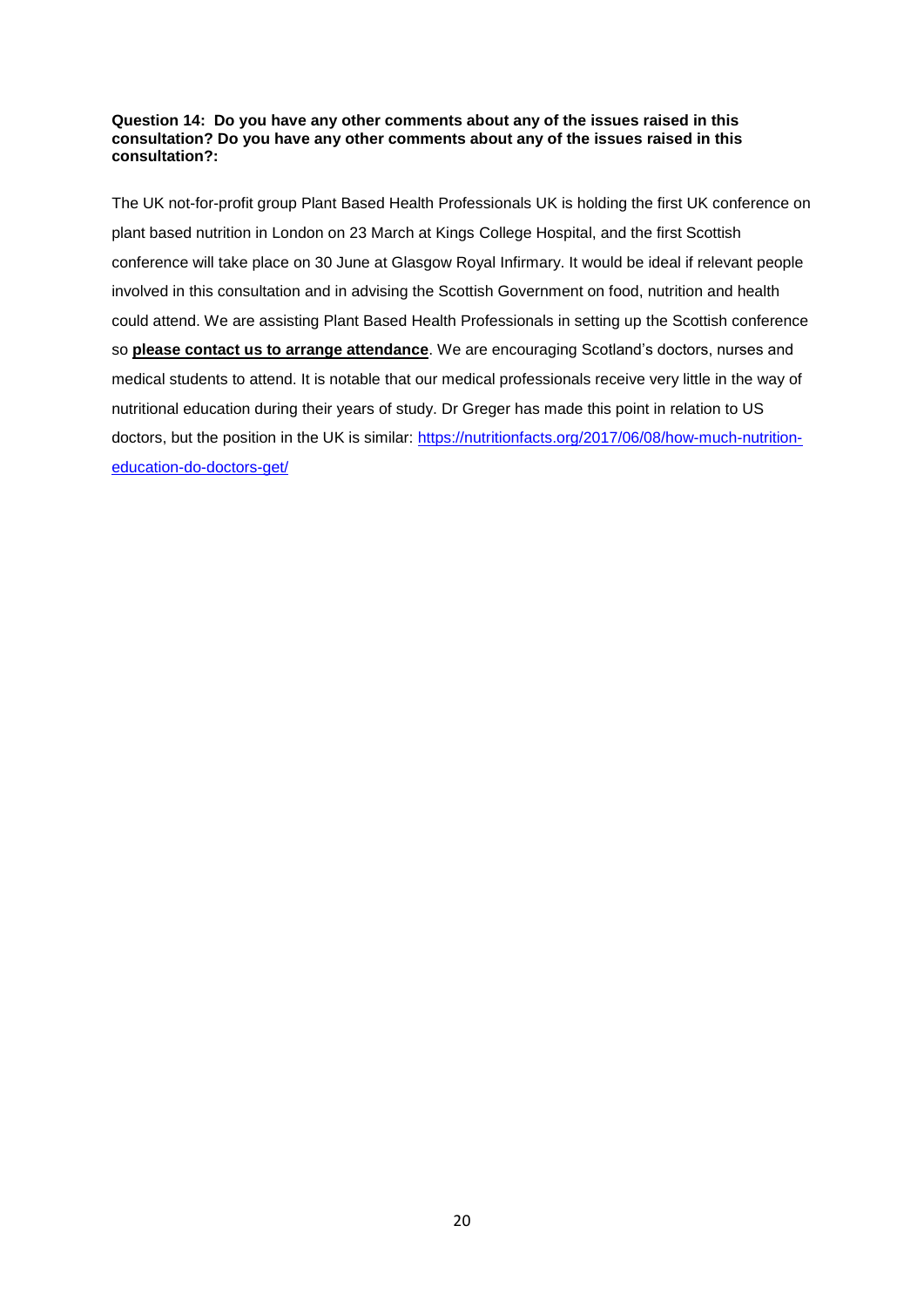**Question 14: Do you have any other comments about any of the issues raised in this consultation? Do you have any other comments about any of the issues raised in this consultation?:**

The UK not-for-profit group Plant Based Health Professionals UK is holding the first UK conference on plant based nutrition in London on 23 March at Kings College Hospital, and the first Scottish conference will take place on 30 June at Glasgow Royal Infirmary. It would be ideal if relevant people involved in this consultation and in advising the Scottish Government on food, nutrition and health could attend. We are assisting Plant Based Health Professionals in setting up the Scottish conference so **please contact us to arrange attendance**. We are encouraging Scotland's doctors, nurses and medical students to attend. It is notable that our medical professionals receive very little in the way of nutritional education during their years of study. Dr Greger has made this point in relation to US doctors, but the position in the UK is similar: https://nutritionfacts.org/2017/06/08/how-much-nutrition-education-do-doctors-get/